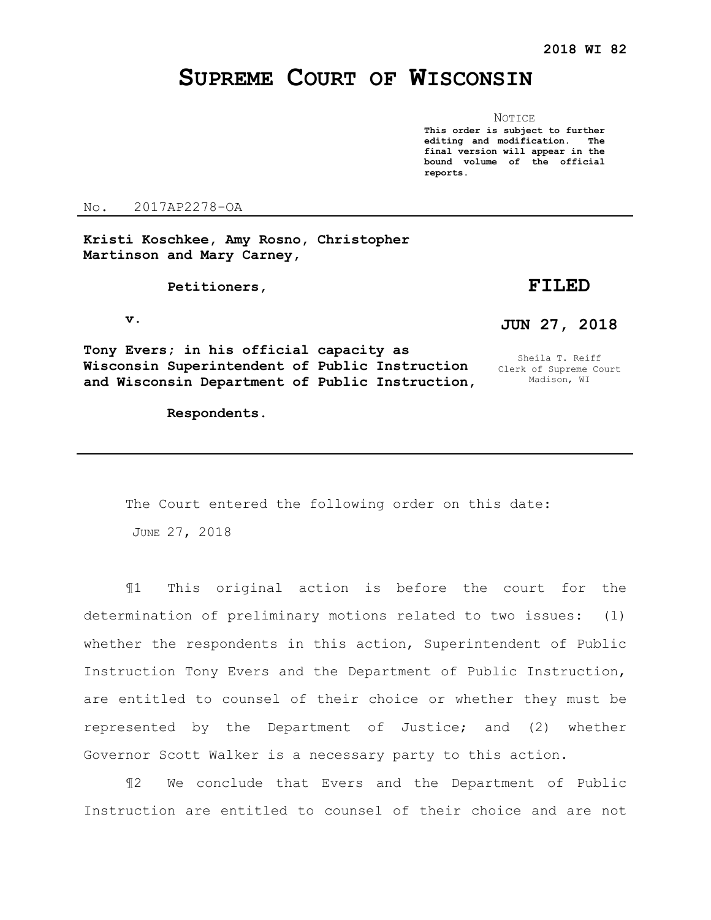**2018 WI 82**

# SUPREME COURT OF WISCONSIN

NOTICE

**This order is subject to further editing and modification. The final version will appear in the bound volume of the official reports.**

No. 2017AP2278-OA

**Kristi Koschkee, Amy Rosno, Christopher Martinson and Mary Carney,**

**Petitioners,**

**v.**

**Tony Evers; in his official capacity as Wisconsin Superintendent of Public Instruction and Wisconsin Department of Public Instruction,**

**Respondents.**

**FILED**

**JUN 27, 2018**

Sheila T. Reiff
Clerk of Supreme Court
Madison, WI

---

The Court entered the following order on this date:

JUNE 27, 2018

¶1 This original action is before the court for the determination of preliminary motions related to two issues: (1) whether the respondents in this action, Superintendent of Public Instruction Tony Evers and the Department of Public Instruction, are entitled to counsel of their choice or whether they must be represented by the Department of Justice; and (2) whether Governor Scott Walker is a necessary party to this action.

¶2 We conclude that Evers and the Department of Public Instruction are entitled to counsel of their choice and are not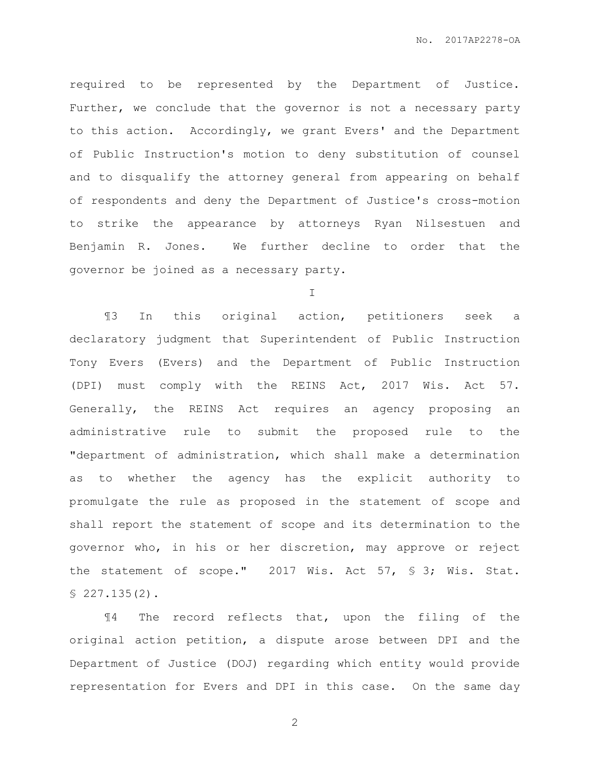required to be represented by the Department of Justice. Further, we conclude that the governor is not a necessary party to this action. Accordingly, we grant Evers' and the Department of Public Instruction's motion to deny substitution of counsel and to disqualify the attorney general from appearing on behalf of respondents and deny the Department of Justice's cross-motion to strike the appearance by attorneys Ryan Nilsestuen and Benjamin R. Jones. We further decline to order that the governor be joined as a necessary party.

I

¶3 In this original action, petitioners seek a declaratory judgment that Superintendent of Public Instruction Tony Evers (Evers) and the Department of Public Instruction (DPI) must comply with the REINS Act, 2017 Wis. Act 57. Generally, the REINS Act requires an agency proposing an administrative rule to submit the proposed rule to the "department of administration, which shall make a determination as to whether the agency has the explicit authority to promulgate the rule as proposed in the statement of scope and shall report the statement of scope and its determination to the governor who, in his or her discretion, may approve or reject the statement of scope." 2017 Wis. Act 57, § 3; Wis. Stat. § 227.135(2).

¶4 The record reflects that, upon the filing of the original action petition, a dispute arose between DPI and the Department of Justice (DOJ) regarding which entity would provide representation for Evers and DPI in this case. On the same day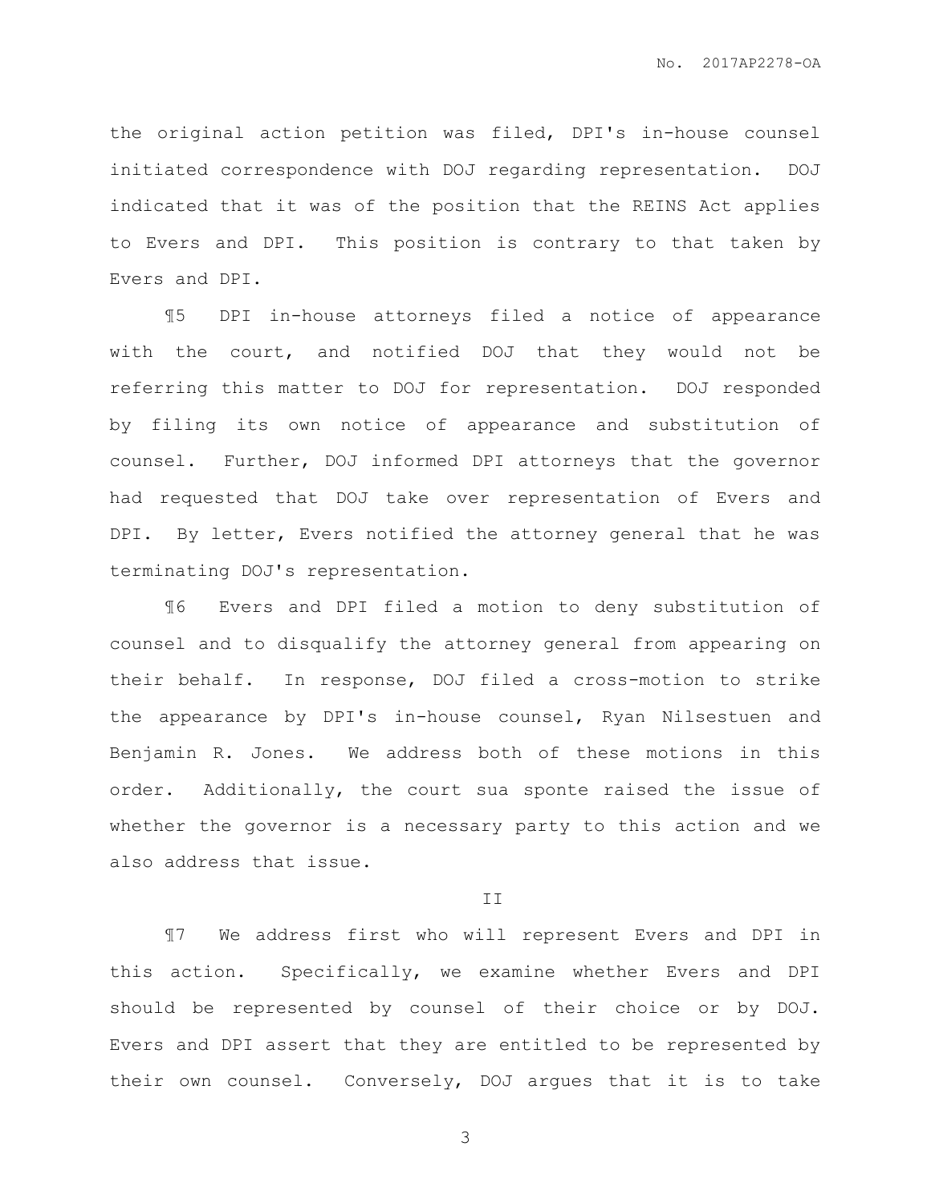the original action petition was filed, DPI's in-house counsel initiated correspondence with DOJ regarding representation. DOJ indicated that it was of the position that the REINS Act applies to Evers and DPI. This position is contrary to that taken by Evers and DPI.

¶5 DPI in-house attorneys filed a notice of appearance with the court, and notified DOJ that they would not be referring this matter to DOJ for representation. DOJ responded by filing its own notice of appearance and substitution of counsel. Further, DOJ informed DPI attorneys that the governor had requested that DOJ take over representation of Evers and DPI. By letter, Evers notified the attorney general that he was terminating DOJ's representation.

¶6 Evers and DPI filed a motion to deny substitution of counsel and to disqualify the attorney general from appearing on their behalf. In response, DOJ filed a cross-motion to strike the appearance by DPI's in-house counsel, Ryan Nilsestuen and Benjamin R. Jones. We address both of these motions in this order. Additionally, the court sua sponte raised the issue of whether the governor is a necessary party to this action and we also address that issue.

## II

¶7 We address first who will represent Evers and DPI in this action. Specifically, we examine whether Evers and DPI should be represented by counsel of their choice or by DOJ. Evers and DPI assert that they are entitled to be represented by their own counsel. Conversely, DOJ argues that it is to take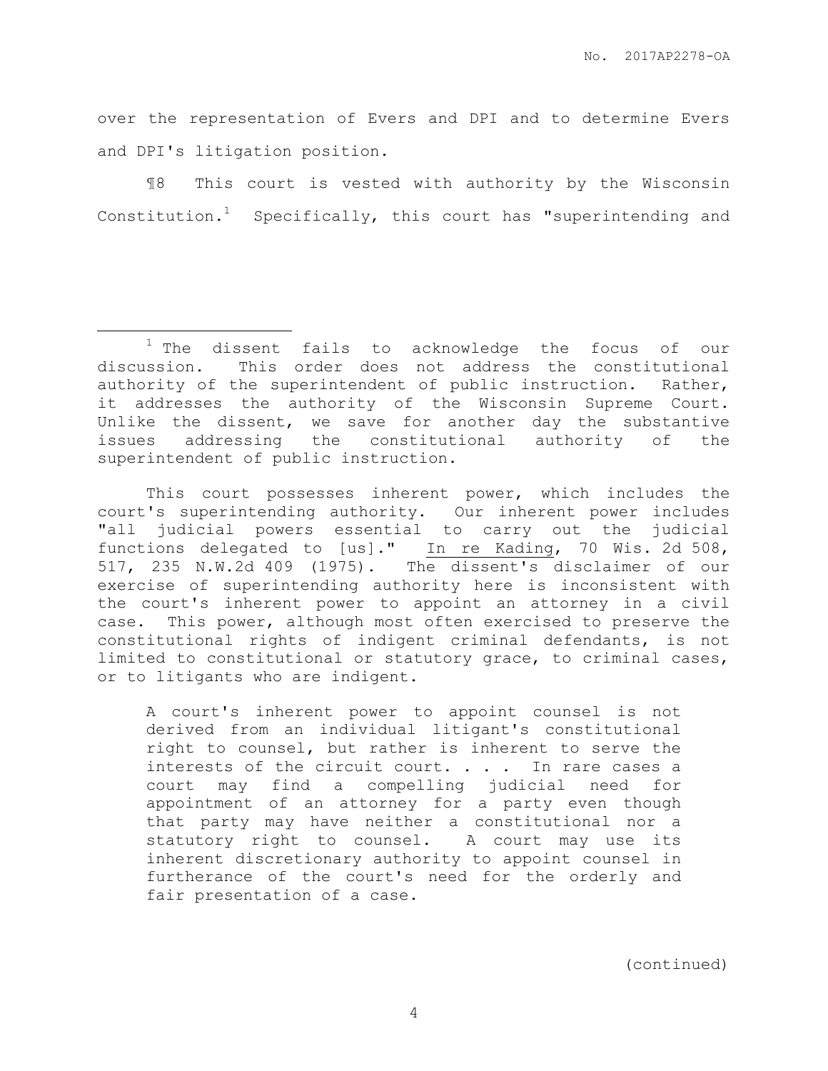over the representation of Evers and DPI and to determine Evers and DPI's litigation position.

¶8 This court is vested with authority by the Wisconsin Constitution.[1] Specifically, this court has "superintending and

---

[1] The dissent fails to acknowledge the focus of our discussion. This order does not address the constitutional authority of the superintendent of public instruction. Rather, it addresses the authority of the Wisconsin Supreme Court. Unlike the dissent, we save for another day the substantive issues addressing the constitutional authority of the superintendent of public instruction.

This court possesses inherent power, which includes the court's superintending authority. Our inherent power includes "all judicial powers essential to carry out the judicial functions delegated to [us]." In re Kading, 70 Wis. 2d 508, 517, 235 N.W.2d 409 (1975). The dissent's disclaimer of our exercise of superintending authority here is inconsistent with the court's inherent power to appoint an attorney in a civil case. This power, although most often exercised to preserve the constitutional rights of indigent criminal defendants, is not limited to constitutional or statutory grace, to criminal cases, or to litigants who are indigent.

> A court's inherent power to appoint counsel is not derived from an individual litigant's constitutional right to counsel, but rather is inherent to serve the interests of the circuit court. . . . In rare cases a court may find a compelling judicial need for appointment of an attorney for a party even though that party may have neither a constitutional nor a statutory right to counsel. A court may use its inherent discretionary authority to appoint counsel in furtherance of the court's need for the orderly and fair presentation of a case.

(continued)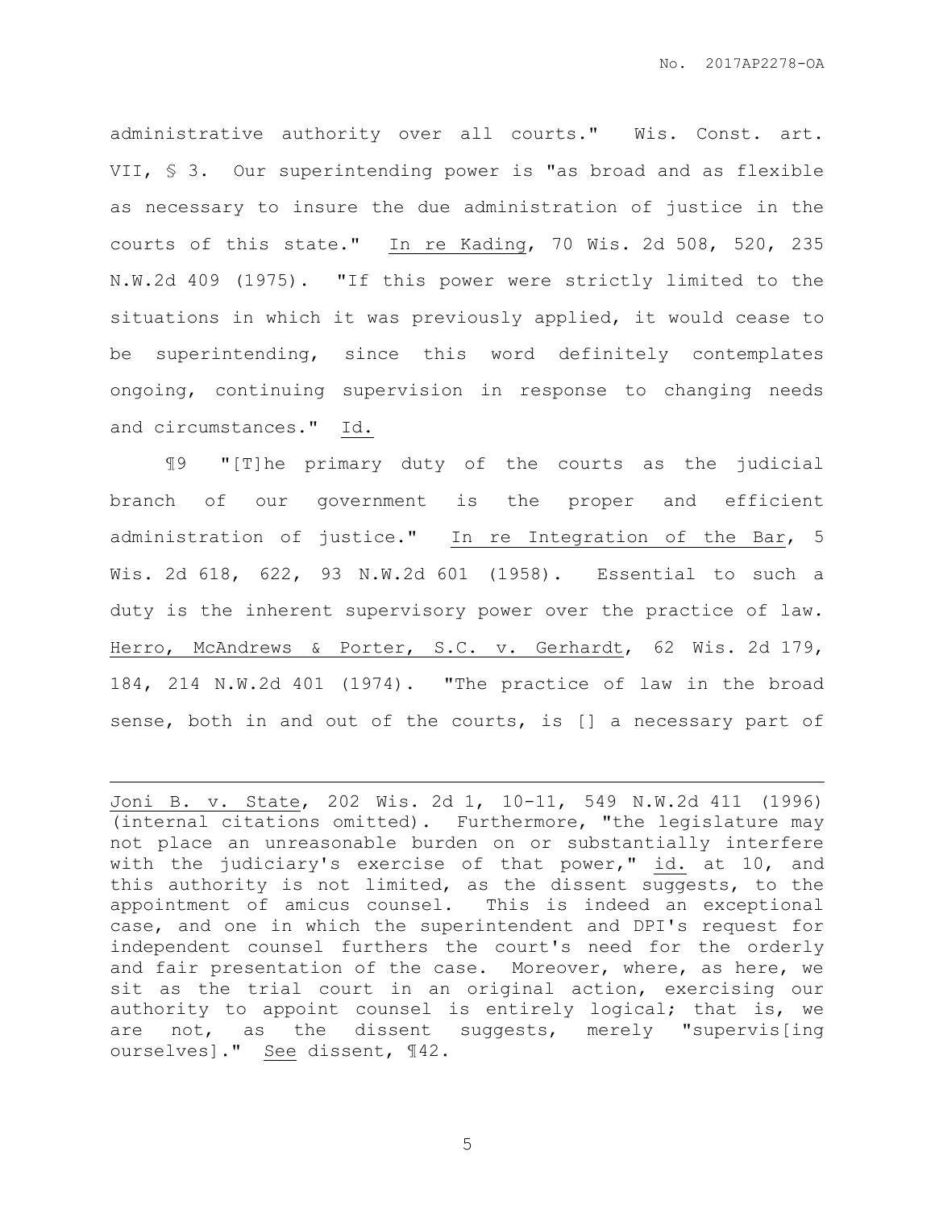administrative authority over all courts." Wis. Const. art. VII, § 3. Our superintending power is "as broad and as flexible as necessary to insure the due administration of justice in the courts of this state." In re Kading, 70 Wis. 2d 508, 520, 235 N.W.2d 409 (1975). "If this power were strictly limited to the situations in which it was previously applied, it would cease to be superintending, since this word definitely contemplates ongoing, continuing supervision in response to changing needs and circumstances." Id.

¶9 "[T]he primary duty of the courts as the judicial branch of our government is the proper and efficient administration of justice." In re Integration of the Bar, 5 Wis. 2d 618, 622, 93 N.W.2d 601 (1958). Essential to such a duty is the inherent supervisory power over the practice of law. Herro, McAndrews & Porter, S.C. v. Gerhardt, 62 Wis. 2d 179, 184, 214 N.W.2d 401 (1974). "The practice of law in the broad sense, both in and out of the courts, is [] a necessary part of

---

Joni B. v. State, 202 Wis. 2d 1, 10-11, 549 N.W.2d 411 (1996) (internal citations omitted). Furthermore, "the legislature may not place an unreasonable burden on or substantially interfere with the judiciary's exercise of that power," id. at 10, and this authority is not limited, as the dissent suggests, to the appointment of amicus counsel. This is indeed an exceptional case, and one in which the superintendent and DPI's request for independent counsel furthers the court's need for the orderly and fair presentation of the case. Moreover, where, as here, we sit as the trial court in an original action, exercising our authority to appoint counsel is entirely logical; that is, we are not, as the dissent suggests, merely "supervis[ing ourselves]." See dissent, ¶42.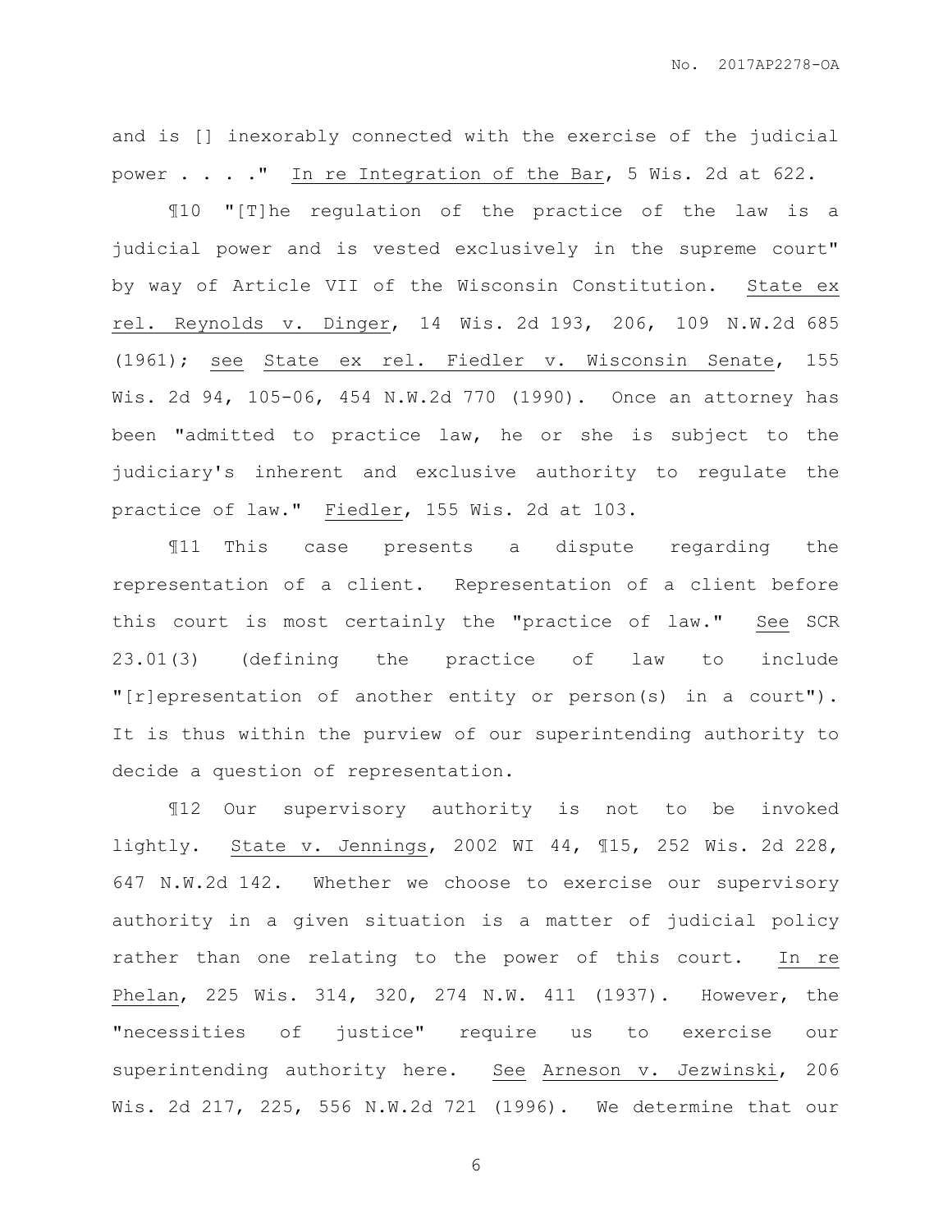and is [] inexorably connected with the exercise of the judicial power . . . ." _In re Integration of the Bar_, 5 Wis. 2d at 622.

¶10 "[T]he regulation of the practice of the law is a judicial power and is vested exclusively in the supreme court" by way of Article VII of the Wisconsin Constitution. _State ex rel. Reynolds v. Dinger_, 14 Wis. 2d 193, 206, 109 N.W.2d 685 (1961); _see_ _State ex rel. Fiedler v. Wisconsin Senate_, 155 Wis. 2d 94, 105-06, 454 N.W.2d 770 (1990). Once an attorney has been "admitted to practice law, he or she is subject to the judiciary's inherent and exclusive authority to regulate the practice of law." _Fiedler_, 155 Wis. 2d at 103.

¶11 This case presents a dispute regarding the representation of a client. Representation of a client before this court is most certainly the "practice of law." _See_ SCR 23.01(3) (defining the practice of law to include "[r]epresentation of another entity or person(s) in a court"). It is thus within the purview of our superintending authority to decide a question of representation.

¶12 Our supervisory authority is not to be invoked lightly. _State v. Jennings_, 2002 WI 44, ¶15, 252 Wis. 2d 228, 647 N.W.2d 142. Whether we choose to exercise our supervisory authority in a given situation is a matter of judicial policy rather than one relating to the power of this court. _In re Phelan_, 225 Wis. 314, 320, 274 N.W. 411 (1937). However, the "necessities of justice" require us to exercise our superintending authority here. _See_ _Arneson v. Jezwinski_, 206 Wis. 2d 217, 225, 556 N.W.2d 721 (1996). We determine that our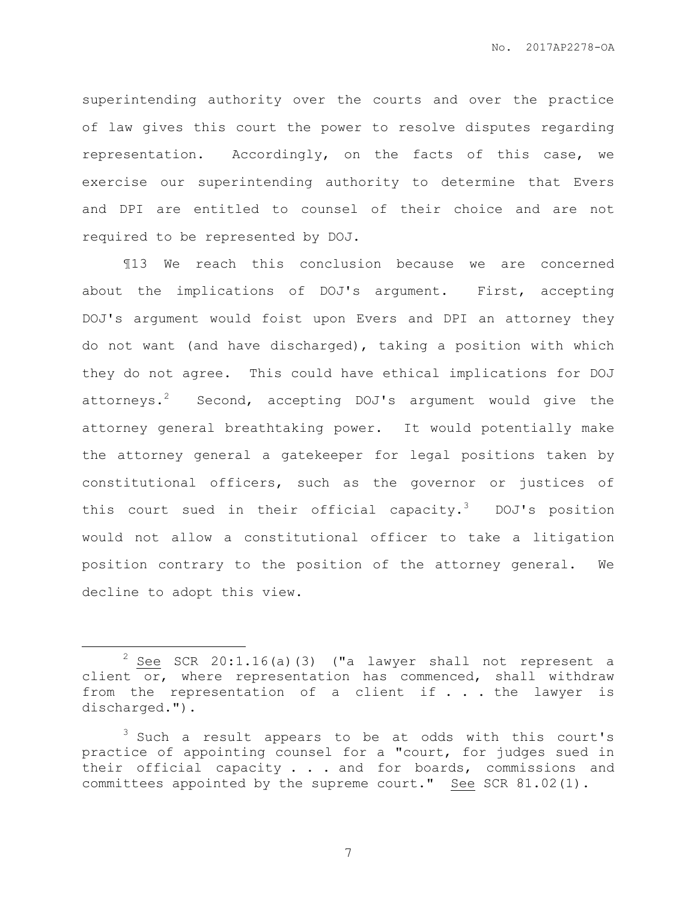superintending authority over the courts and over the practice of law gives this court the power to resolve disputes regarding representation. Accordingly, on the facts of this case, we exercise our superintending authority to determine that Evers and DPI are entitled to counsel of their choice and are not required to be represented by DOJ.

¶13 We reach this conclusion because we are concerned about the implications of DOJ's argument. First, accepting DOJ's argument would foist upon Evers and DPI an attorney they do not want (and have discharged), taking a position with which they do not agree. This could have ethical implications for DOJ attorneys.[2] Second, accepting DOJ's argument would give the attorney general breathtaking power. It would potentially make the attorney general a gatekeeper for legal positions taken by constitutional officers, such as the governor or justices of this court sued in their official capacity.[3] DOJ's position would not allow a constitutional officer to take a litigation position contrary to the position of the attorney general. We decline to adopt this view.

---

[2] See SCR 20:1.16(a)(3) ("a lawyer shall not represent a client or, where representation has commenced, shall withdraw from the representation of a client if . . . the lawyer is discharged.").

[3] Such a result appears to be at odds with this court's practice of appointing counsel for a "court, for judges sued in their official capacity . . . and for boards, commissions and committees appointed by the supreme court." See SCR 81.02(1).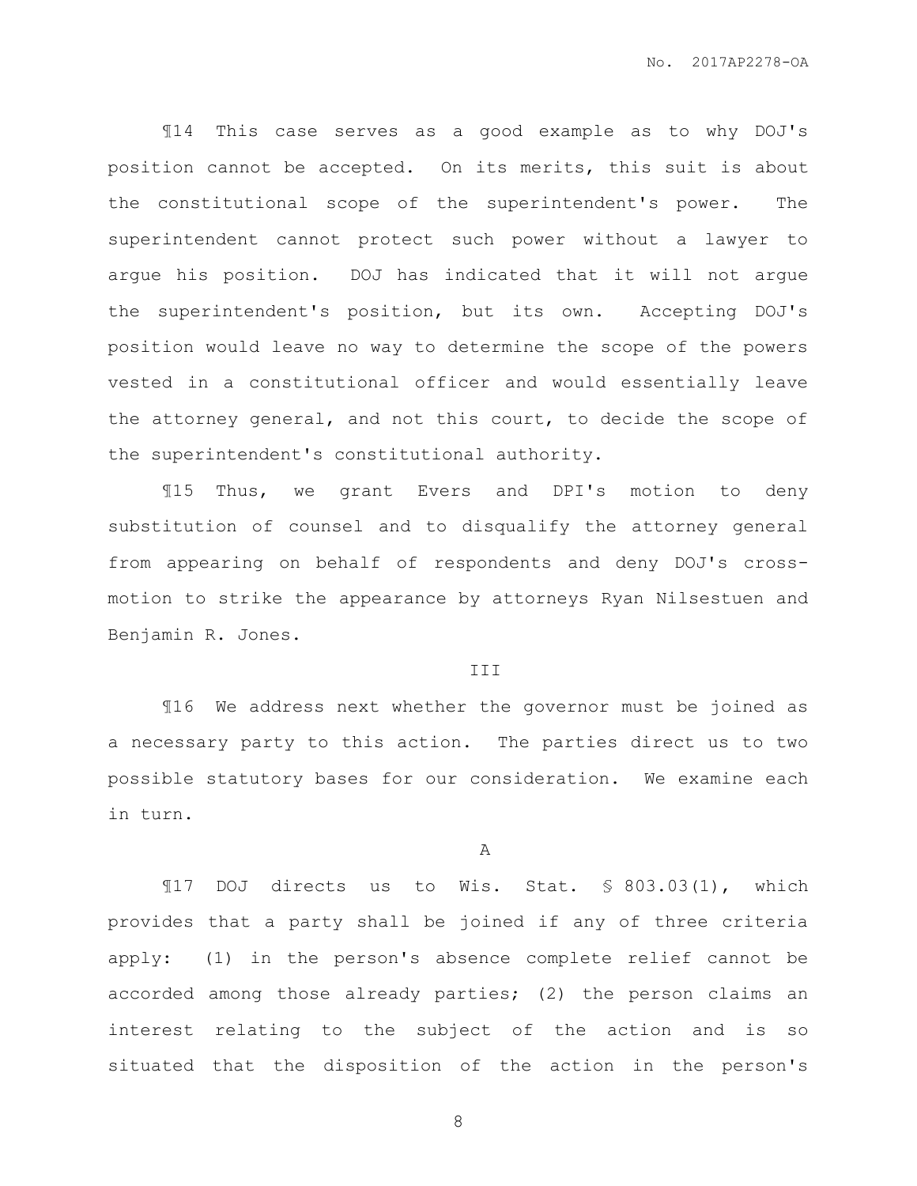¶14 This case serves as a good example as to why DOJ's position cannot be accepted. On its merits, this suit is about the constitutional scope of the superintendent's power. The superintendent cannot protect such power without a lawyer to argue his position. DOJ has indicated that it will not argue the superintendent's position, but its own. Accepting DOJ's position would leave no way to determine the scope of the powers vested in a constitutional officer and would essentially leave the attorney general, and not this court, to decide the scope of the superintendent's constitutional authority.

¶15 Thus, we grant Evers and DPI's motion to deny substitution of counsel and to disqualify the attorney general from appearing on behalf of respondents and deny DOJ's cross-motion to strike the appearance by attorneys Ryan Nilsestuen and Benjamin R. Jones.

III

¶16 We address next whether the governor must be joined as a necessary party to this action. The parties direct us to two possible statutory bases for our consideration. We examine each in turn.

A

¶17 DOJ directs us to Wis. Stat. § 803.03(1), which provides that a party shall be joined if any of three criteria apply: (1) in the person's absence complete relief cannot be accorded among those already parties; (2) the person claims an interest relating to the subject of the action and is so situated that the disposition of the action in the person's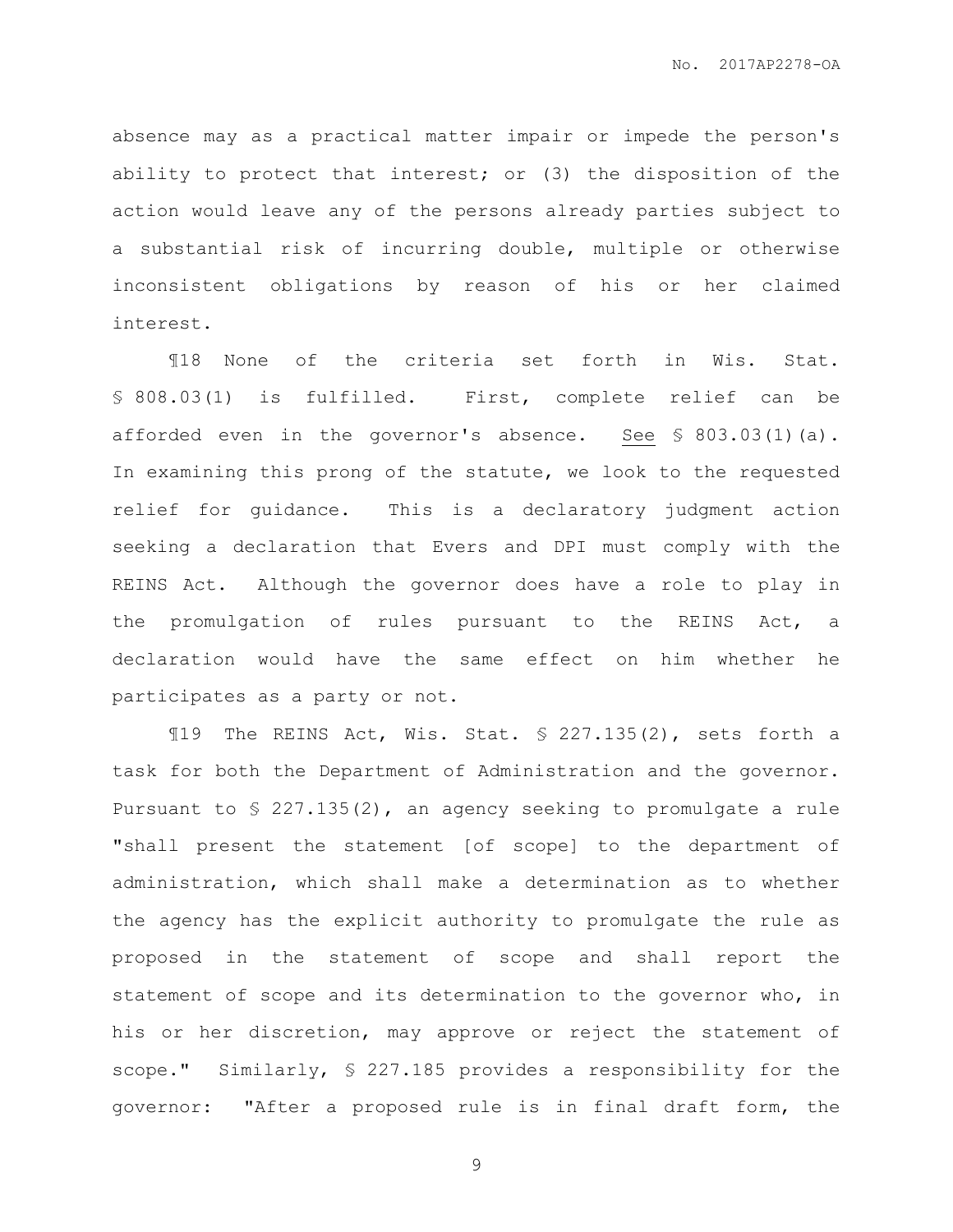absence may as a practical matter impair or impede the person's ability to protect that interest; or (3) the disposition of the action would leave any of the persons already parties subject to a substantial risk of incurring double, multiple or otherwise inconsistent obligations by reason of his or her claimed interest.

¶18 None of the criteria set forth in Wis. Stat. § 808.03(1) is fulfilled. First, complete relief can be afforded even in the governor's absence. See § 803.03(1)(a). In examining this prong of the statute, we look to the requested relief for guidance. This is a declaratory judgment action seeking a declaration that Evers and DPI must comply with the REINS Act. Although the governor does have a role to play in the promulgation of rules pursuant to the REINS Act, a declaration would have the same effect on him whether he participates as a party or not.

¶19 The REINS Act, Wis. Stat. § 227.135(2), sets forth a task for both the Department of Administration and the governor. Pursuant to § 227.135(2), an agency seeking to promulgate a rule "shall present the statement [of scope] to the department of administration, which shall make a determination as to whether the agency has the explicit authority to promulgate the rule as proposed in the statement of scope and shall report the statement of scope and its determination to the governor who, in his or her discretion, may approve or reject the statement of scope." Similarly, § 227.185 provides a responsibility for the governor: "After a proposed rule is in final draft form, the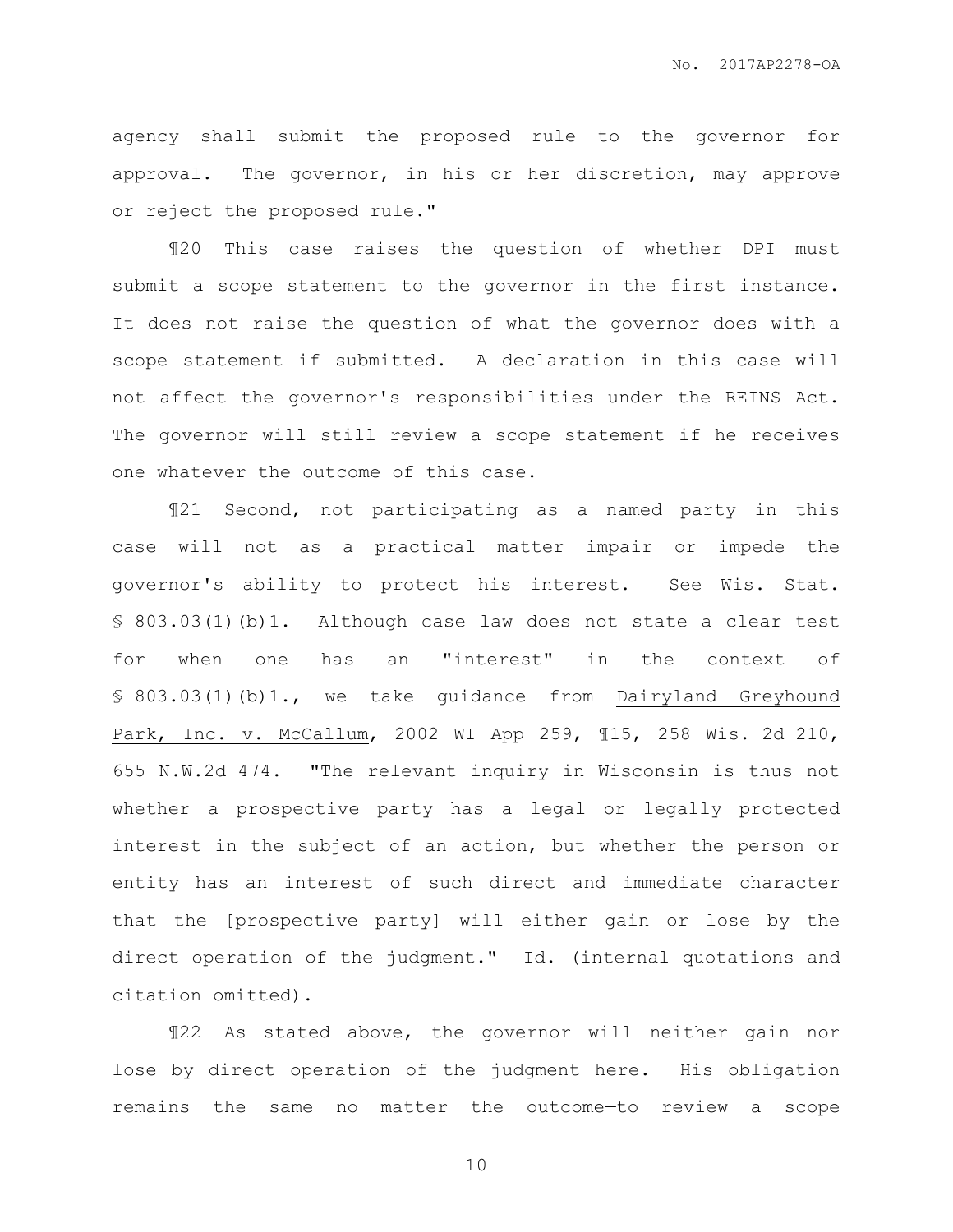agency shall submit the proposed rule to the governor for approval. The governor, in his or her discretion, may approve or reject the proposed rule."

¶20 This case raises the question of whether DPI must submit a scope statement to the governor in the first instance. It does not raise the question of what the governor does with a scope statement if submitted. A declaration in this case will not affect the governor's responsibilities under the REINS Act. The governor will still review a scope statement if he receives one whatever the outcome of this case.

¶21 Second, not participating as a named party in this case will not as a practical matter impair or impede the governor's ability to protect his interest. See Wis. Stat. § 803.03(1)(b)1. Although case law does not state a clear test for when one has an "interest" in the context of § 803.03(1)(b)1., we take guidance from Dairyland Greyhound Park, Inc. v. McCallum, 2002 WI App 259, ¶15, 258 Wis. 2d 210, 655 N.W.2d 474. "The relevant inquiry in Wisconsin is thus not whether a prospective party has a legal or legally protected interest in the subject of an action, but whether the person or entity has an interest of such direct and immediate character that the [prospective party] will either gain or lose by the direct operation of the judgment." Id. (internal quotations and citation omitted).

¶22 As stated above, the governor will neither gain nor lose by direct operation of the judgment here. His obligation remains the same no matter the outcome—to review a scope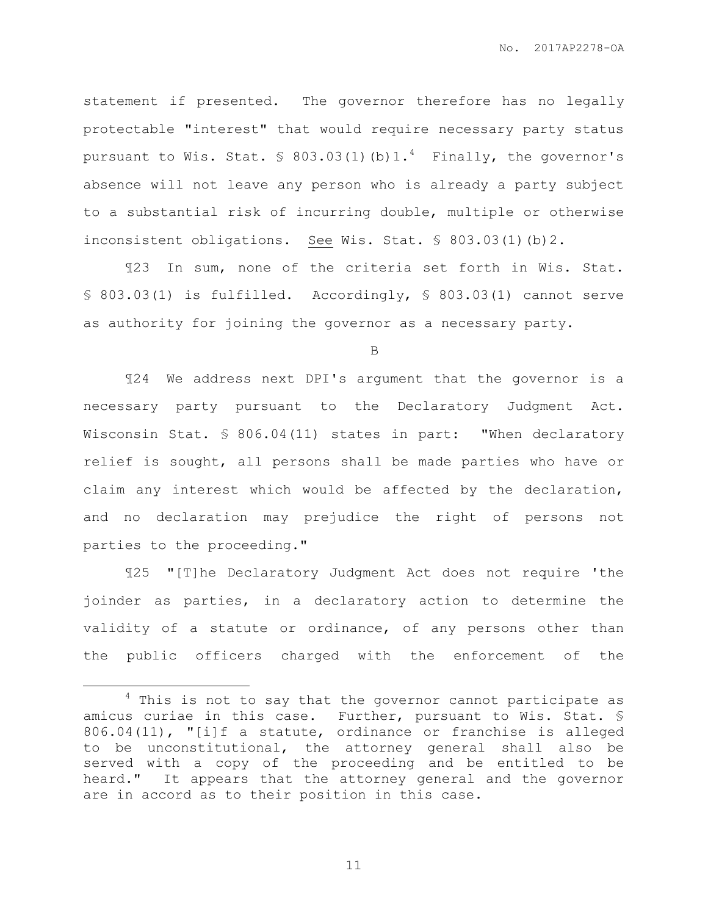statement if presented. The governor therefore has no legally protectable "interest" that would require necessary party status pursuant to Wis. Stat. § 803.03(1)(b)1.[4] Finally, the governor's absence will not leave any person who is already a party subject to a substantial risk of incurring double, multiple or otherwise inconsistent obligations. See Wis. Stat. § 803.03(1)(b)2.

¶23 In sum, none of the criteria set forth in Wis. Stat. § 803.03(1) is fulfilled. Accordingly, § 803.03(1) cannot serve as authority for joining the governor as a necessary party.

B

¶24 We address next DPI's argument that the governor is a necessary party pursuant to the Declaratory Judgment Act. Wisconsin Stat. § 806.04(11) states in part: "When declaratory relief is sought, all persons shall be made parties who have or claim any interest which would be affected by the declaration, and no declaration may prejudice the right of persons not parties to the proceeding."

¶25 "[T]he Declaratory Judgment Act does not require 'the joinder as parties, in a declaratory action to determine the validity of a statute or ordinance, of any persons other than the public officers charged with the enforcement of the

---

[4] This is not to say that the governor cannot participate as amicus curiae in this case. Further, pursuant to Wis. Stat. § 806.04(11), "[i]f a statute, ordinance or franchise is alleged to be unconstitutional, the attorney general shall also be served with a copy of the proceeding and be entitled to be heard." It appears that the attorney general and the governor are in accord as to their position in this case.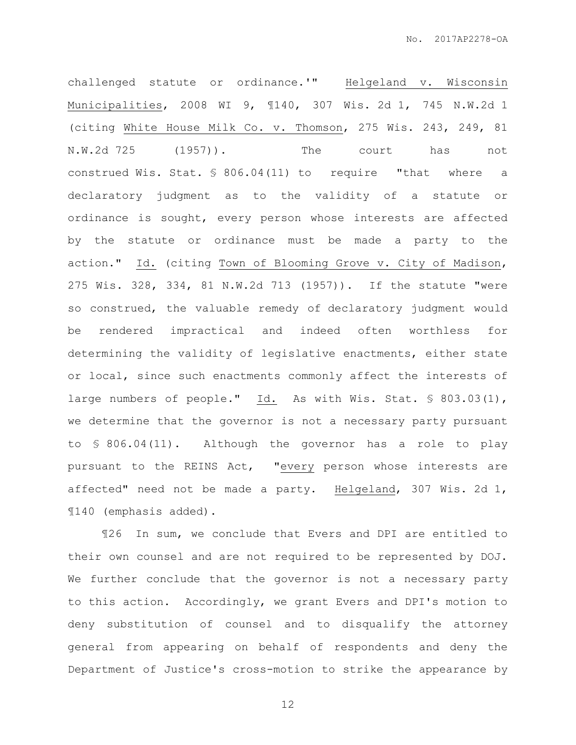challenged statute or ordinance.'" Helgeland v. Wisconsin Municipalities, 2008 WI 9, ¶140, 307 Wis. 2d 1, 745 N.W.2d 1 (citing White House Milk Co. v. Thomson, 275 Wis. 243, 249, 81 N.W.2d 725 (1957)). The court has not construed Wis. Stat. § 806.04(11) to require "that where a declaratory judgment as to the validity of a statute or ordinance is sought, every person whose interests are affected by the statute or ordinance must be made a party to the action." Id. (citing Town of Blooming Grove v. City of Madison, 275 Wis. 328, 334, 81 N.W.2d 713 (1957)). If the statute "were so construed, the valuable remedy of declaratory judgment would be rendered impractical and indeed often worthless for determining the validity of legislative enactments, either state or local, since such enactments commonly affect the interests of large numbers of people." Id. As with Wis. Stat. § 803.03(1), we determine that the governor is not a necessary party pursuant to § 806.04(11). Although the governor has a role to play pursuant to the REINS Act, "every person whose interests are affected" need not be made a party. Helgeland, 307 Wis. 2d 1, ¶140 (emphasis added).

¶26 In sum, we conclude that Evers and DPI are entitled to their own counsel and are not required to be represented by DOJ. We further conclude that the governor is not a necessary party to this action. Accordingly, we grant Evers and DPI's motion to deny substitution of counsel and to disqualify the attorney general from appearing on behalf of respondents and deny the Department of Justice's cross-motion to strike the appearance by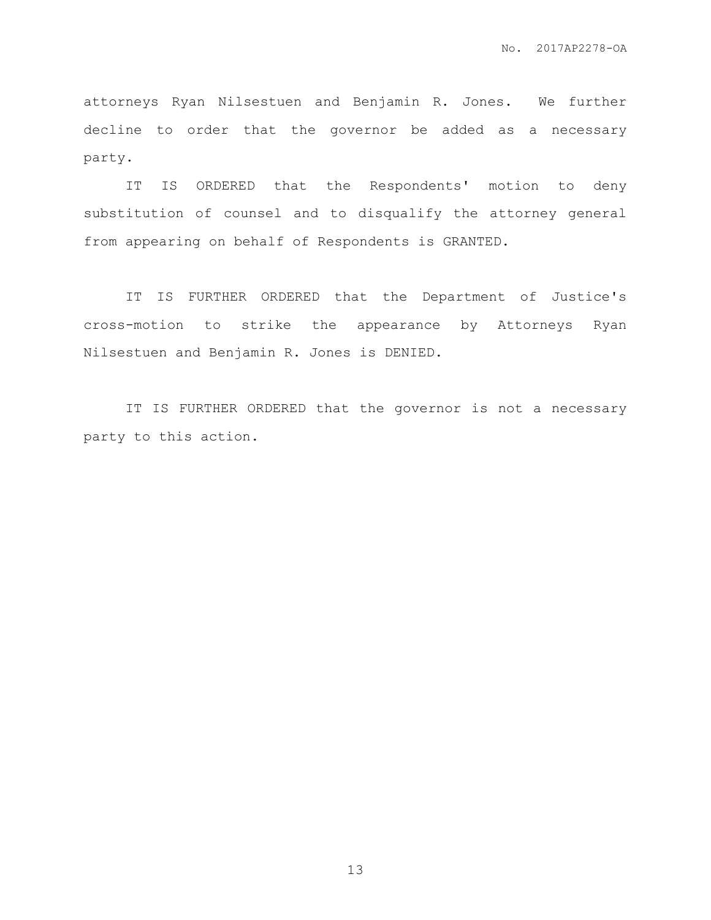attorneys Ryan Nilsestuen and Benjamin R. Jones. We further decline to order that the governor be added as a necessary party.

IT IS ORDERED that the Respondents' motion to deny substitution of counsel and to disqualify the attorney general from appearing on behalf of Respondents is GRANTED.

IT IS FURTHER ORDERED that the Department of Justice's cross-motion to strike the appearance by Attorneys Ryan Nilsestuen and Benjamin R. Jones is DENIED.

IT IS FURTHER ORDERED that the governor is not a necessary party to this action.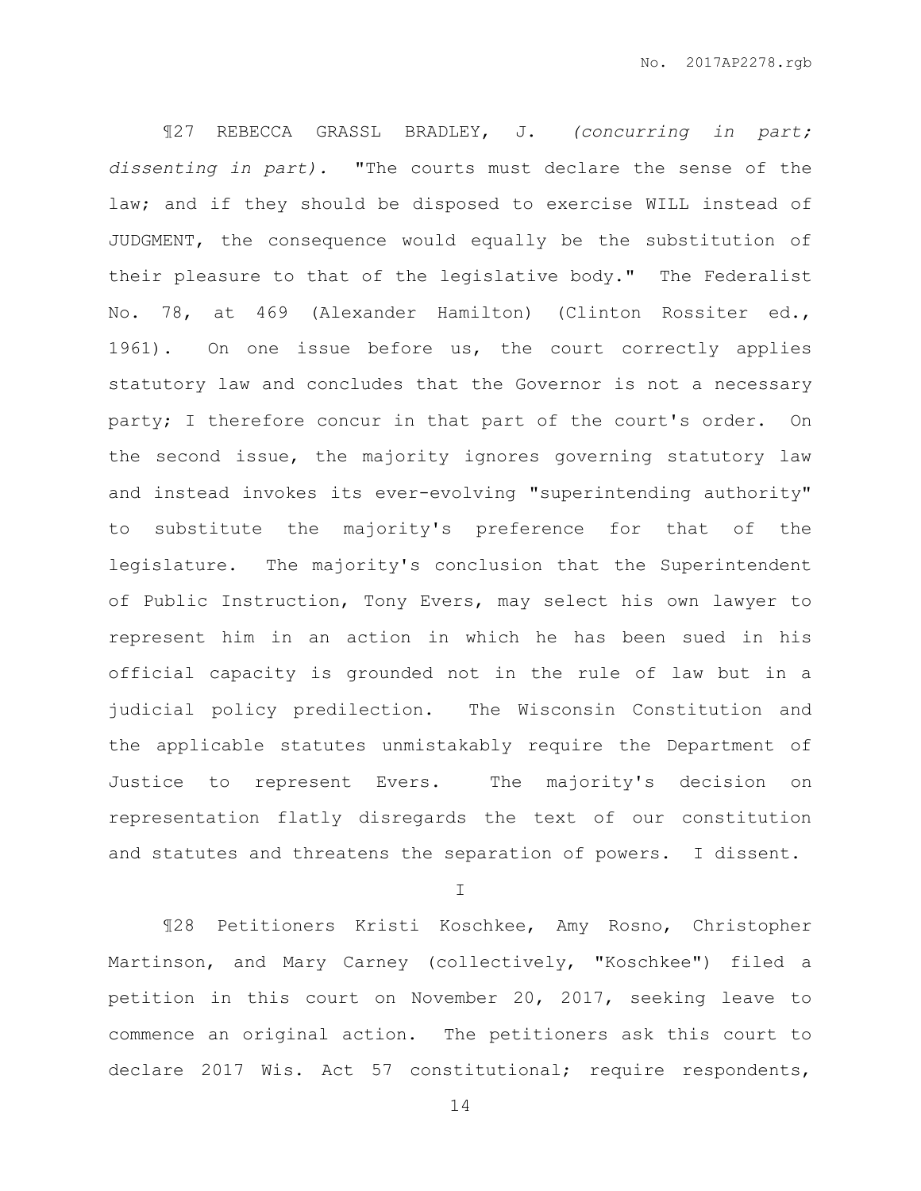¶27 REBECCA GRASSL BRADLEY, J. *(concurring in part; dissenting in part).* "The courts must declare the sense of the law; and if they should be disposed to exercise WILL instead of JUDGMENT, the consequence would equally be the substitution of their pleasure to that of the legislative body." The Federalist No. 78, at 469 (Alexander Hamilton) (Clinton Rossiter ed., 1961). On one issue before us, the court correctly applies statutory law and concludes that the Governor is not a necessary party; I therefore concur in that part of the court's order. On the second issue, the majority ignores governing statutory law and instead invokes its ever-evolving "superintending authority" to substitute the majority's preference for that of the legislature. The majority's conclusion that the Superintendent of Public Instruction, Tony Evers, may select his own lawyer to represent him in an action in which he has been sued in his official capacity is grounded not in the rule of law but in a judicial policy predilection. The Wisconsin Constitution and the applicable statutes unmistakably require the Department of Justice to represent Evers. The majority's decision on representation flatly disregards the text of our constitution and statutes and threatens the separation of powers. I dissent.

I

¶28 Petitioners Kristi Koschkee, Amy Rosno, Christopher Martinson, and Mary Carney (collectively, "Koschkee") filed a petition in this court on November 20, 2017, seeking leave to commence an original action. The petitioners ask this court to declare 2017 Wis. Act 57 constitutional; require respondents,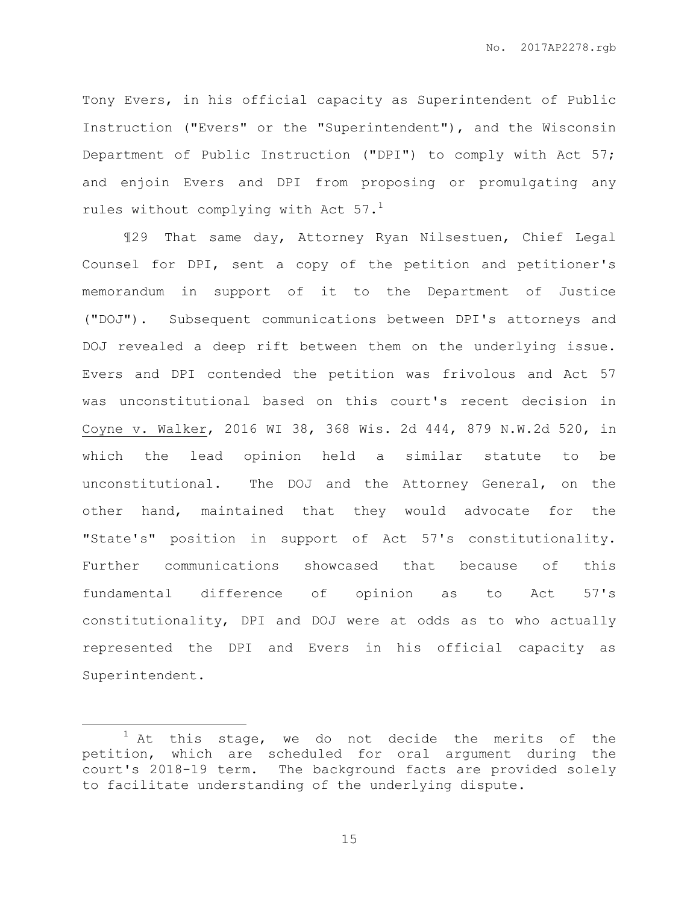Tony Evers, in his official capacity as Superintendent of Public Instruction ("Evers" or the "Superintendent"), and the Wisconsin Department of Public Instruction ("DPI") to comply with Act 57; and enjoin Evers and DPI from proposing or promulgating any rules without complying with Act 57.[1]

¶29 That same day, Attorney Ryan Nilsestuen, Chief Legal Counsel for DPI, sent a copy of the petition and petitioner's memorandum in support of it to the Department of Justice ("DOJ"). Subsequent communications between DPI's attorneys and DOJ revealed a deep rift between them on the underlying issue. Evers and DPI contended the petition was frivolous and Act 57 was unconstitutional based on this court's recent decision in Coyne v. Walker, 2016 WI 38, 368 Wis. 2d 444, 879 N.W.2d 520, in which the lead opinion held a similar statute to be unconstitutional. The DOJ and the Attorney General, on the other hand, maintained that they would advocate for the "State's" position in support of Act 57's constitutionality. Further communications showcased that because of this fundamental difference of opinion as to Act 57's constitutionality, DPI and DOJ were at odds as to who actually represented the DPI and Evers in his official capacity as Superintendent.

[1] At this stage, we do not decide the merits of the petition, which are scheduled for oral argument during the court's 2018-19 term. The background facts are provided solely to facilitate understanding of the underlying dispute.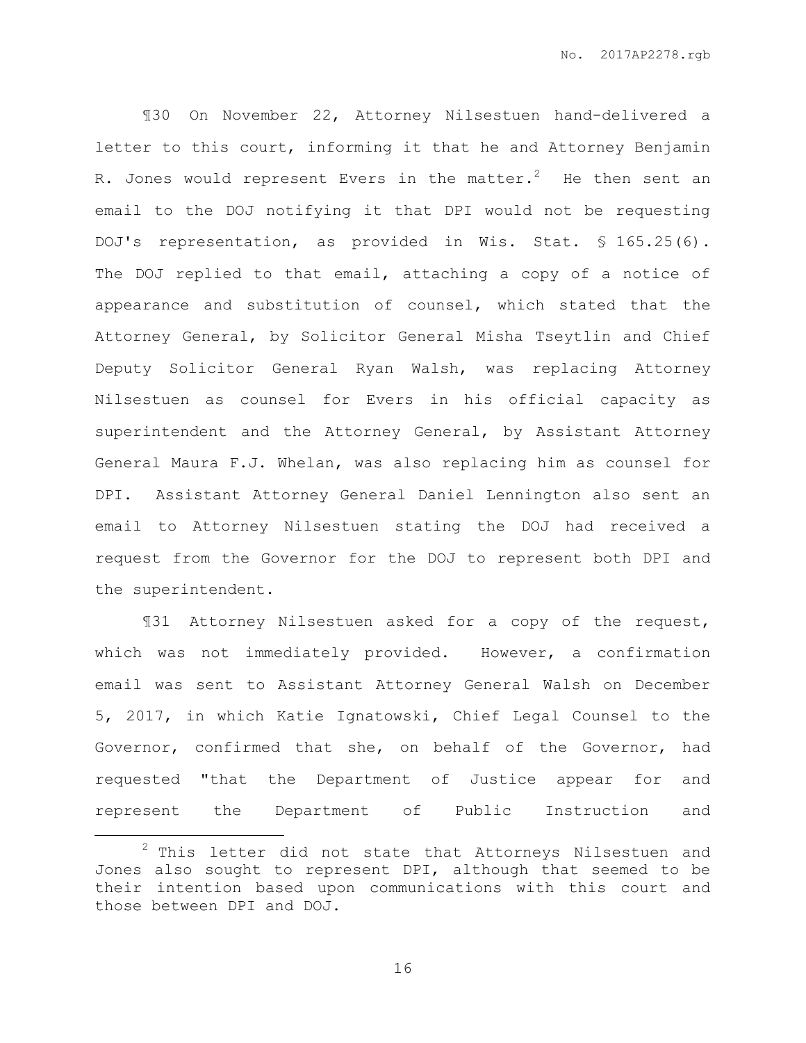¶30 On November 22, Attorney Nilsestuen hand-delivered a letter to this court, informing it that he and Attorney Benjamin R. Jones would represent Evers in the matter.[2] He then sent an email to the DOJ notifying it that DPI would not be requesting DOJ's representation, as provided in Wis. Stat. § 165.25(6). The DOJ replied to that email, attaching a copy of a notice of appearance and substitution of counsel, which stated that the Attorney General, by Solicitor General Misha Tseytlin and Chief Deputy Solicitor General Ryan Walsh, was replacing Attorney Nilsestuen as counsel for Evers in his official capacity as superintendent and the Attorney General, by Assistant Attorney General Maura F.J. Whelan, was also replacing him as counsel for DPI. Assistant Attorney General Daniel Lennington also sent an email to Attorney Nilsestuen stating the DOJ had received a request from the Governor for the DOJ to represent both DPI and the superintendent.

¶31 Attorney Nilsestuen asked for a copy of the request, which was not immediately provided. However, a confirmation email was sent to Assistant Attorney General Walsh on December 5, 2017, in which Katie Ignatowski, Chief Legal Counsel to the Governor, confirmed that she, on behalf of the Governor, had requested "that the Department of Justice appear for and represent the Department of Public Instruction and

---

[2] This letter did not state that Attorneys Nilsestuen and Jones also sought to represent DPI, although that seemed to be their intention based upon communications with this court and those between DPI and DOJ.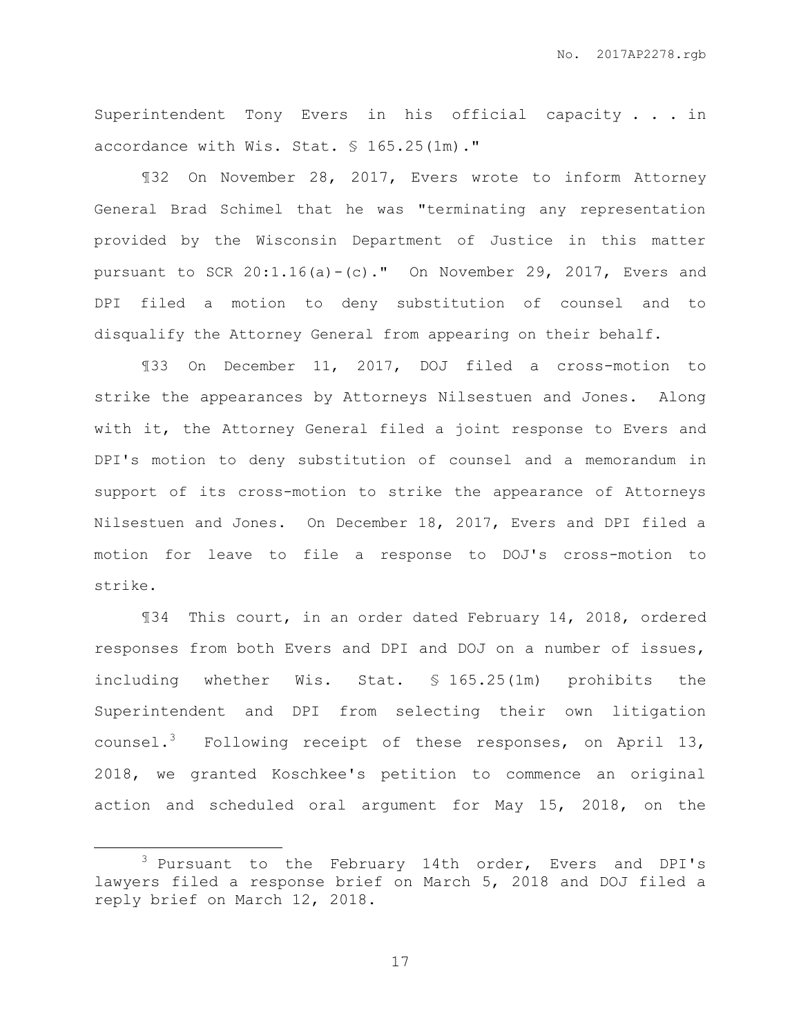Superintendent Tony Evers in his official capacity . . . in accordance with Wis. Stat. § 165.25(1m)."

¶32 On November 28, 2017, Evers wrote to inform Attorney General Brad Schimel that he was "terminating any representation provided by the Wisconsin Department of Justice in this matter pursuant to SCR 20:1.16(a)-(c)." On November 29, 2017, Evers and DPI filed a motion to deny substitution of counsel and to disqualify the Attorney General from appearing on their behalf.

¶33 On December 11, 2017, DOJ filed a cross-motion to strike the appearances by Attorneys Nilsestuen and Jones. Along with it, the Attorney General filed a joint response to Evers and DPI's motion to deny substitution of counsel and a memorandum in support of its cross-motion to strike the appearance of Attorneys Nilsestuen and Jones. On December 18, 2017, Evers and DPI filed a motion for leave to file a response to DOJ's cross-motion to strike.

¶34 This court, in an order dated February 14, 2018, ordered responses from both Evers and DPI and DOJ on a number of issues, including whether Wis. Stat. § 165.25(1m) prohibits the Superintendent and DPI from selecting their own litigation counsel.[3] Following receipt of these responses, on April 13, 2018, we granted Koschkee's petition to commence an original action and scheduled oral argument for May 15, 2018, on the

---

[3] Pursuant to the February 14th order, Evers and DPI's lawyers filed a response brief on March 5, 2018 and DOJ filed a reply brief on March 12, 2018.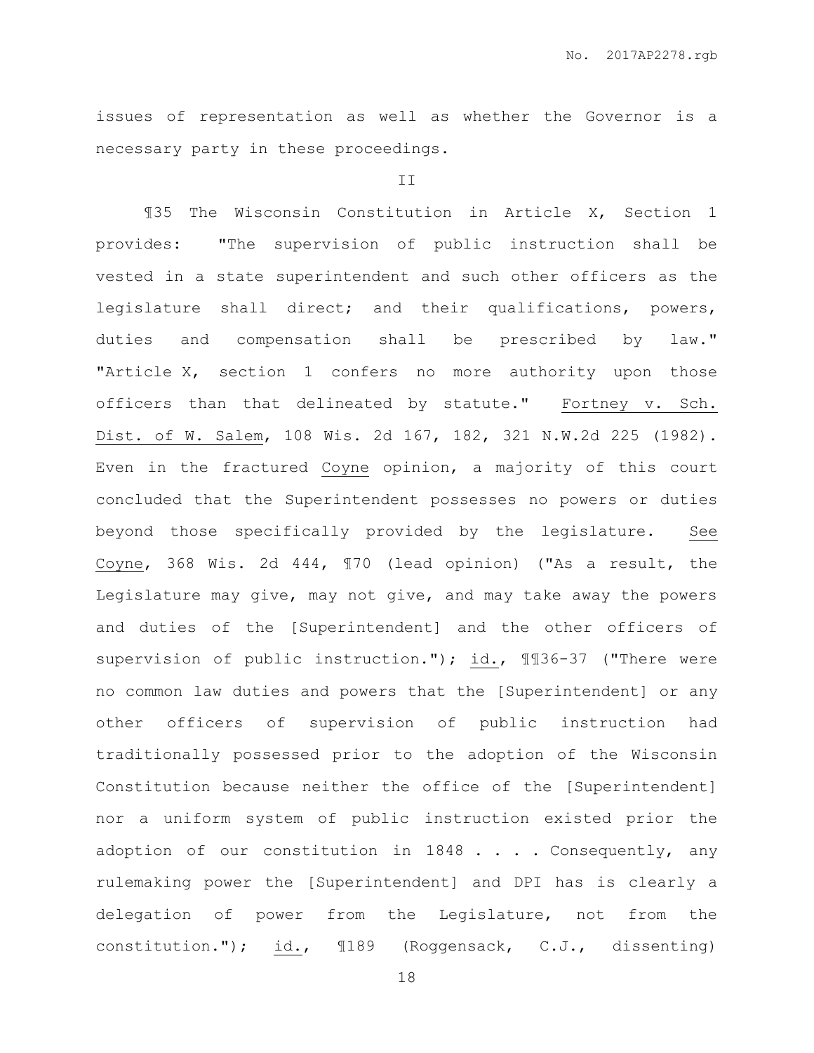issues of representation as well as whether the Governor is a necessary party in these proceedings.

II

¶35 The Wisconsin Constitution in Article X, Section 1 provides: "The supervision of public instruction shall be vested in a state superintendent and such other officers as the legislature shall direct; and their qualifications, powers, duties and compensation shall be prescribed by law." "Article X, section 1 confers no more authority upon those officers than that delineated by statute." Fortney v. Sch. Dist. of W. Salem, 108 Wis. 2d 167, 182, 321 N.W.2d 225 (1982). Even in the fractured Coyne opinion, a majority of this court concluded that the Superintendent possesses no powers or duties beyond those specifically provided by the legislature. See Coyne, 368 Wis. 2d 444, ¶70 (lead opinion) ("As a result, the Legislature may give, may not give, and may take away the powers and duties of the [Superintendent] and the other officers of supervision of public instruction."); id., ¶¶36-37 ("There were no common law duties and powers that the [Superintendent] or any other officers of supervision of public instruction had traditionally possessed prior to the adoption of the Wisconsin Constitution because neither the office of the [Superintendent] nor a uniform system of public instruction existed prior the adoption of our constitution in 1848 . . . . Consequently, any rulemaking power the [Superintendent] and DPI has is clearly a delegation of power from the Legislature, not from the constitution."); id., ¶189 (Roggensack, C.J., dissenting)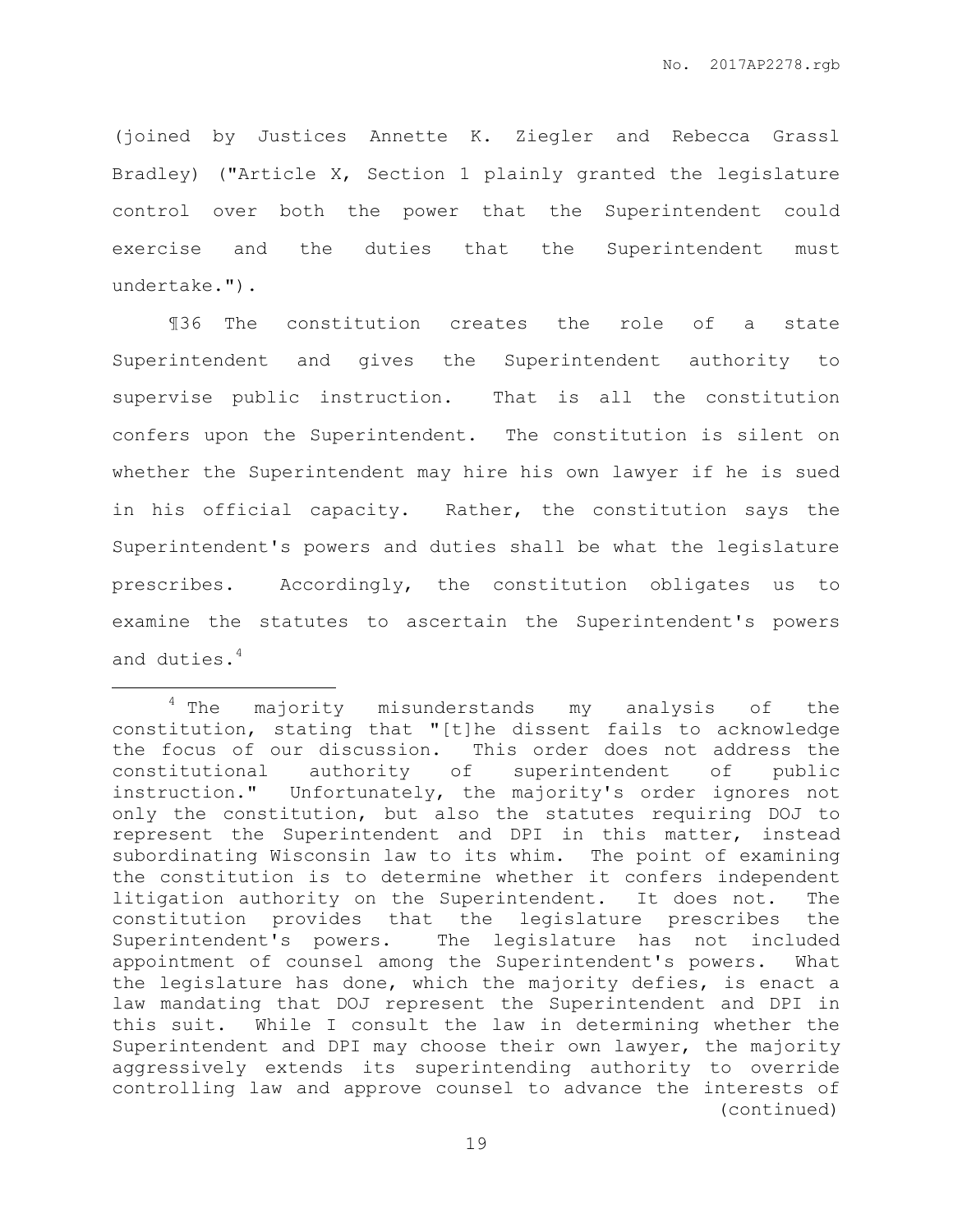(joined by Justices Annette K. Ziegler and Rebecca Grassl Bradley) ("Article X, Section 1 plainly granted the legislature control over both the power that the Superintendent could exercise and the duties that the Superintendent must undertake.").

¶36 The constitution creates the role of a state Superintendent and gives the Superintendent authority to supervise public instruction. That is all the constitution confers upon the Superintendent. The constitution is silent on whether the Superintendent may hire his own lawyer if he is sued in his official capacity. Rather, the constitution says the Superintendent's powers and duties shall be what the legislature prescribes. Accordingly, the constitution obligates us to examine the statutes to ascertain the Superintendent's powers and duties.[4]

---

[4] The majority misunderstands my analysis of the constitution, stating that "[t]he dissent fails to acknowledge the focus of our discussion. This order does not address the constitutional authority of superintendent of public instruction." Unfortunately, the majority's order ignores not only the constitution, but also the statutes requiring DOJ to represent the Superintendent and DPI in this matter, instead subordinating Wisconsin law to its whim. The point of examining the constitution is to determine whether it confers independent litigation authority on the Superintendent. It does not. The constitution provides that the legislature prescribes the Superintendent's powers. The legislature has not included appointment of counsel among the Superintendent's powers. What the legislature has done, which the majority defies, is enact a law mandating that DOJ represent the Superintendent and DPI in this suit. While I consult the law in determining whether the Superintendent and DPI may choose their own lawyer, the majority aggressively extends its superintending authority to override controlling law and approve counsel to advance the interests of (continued)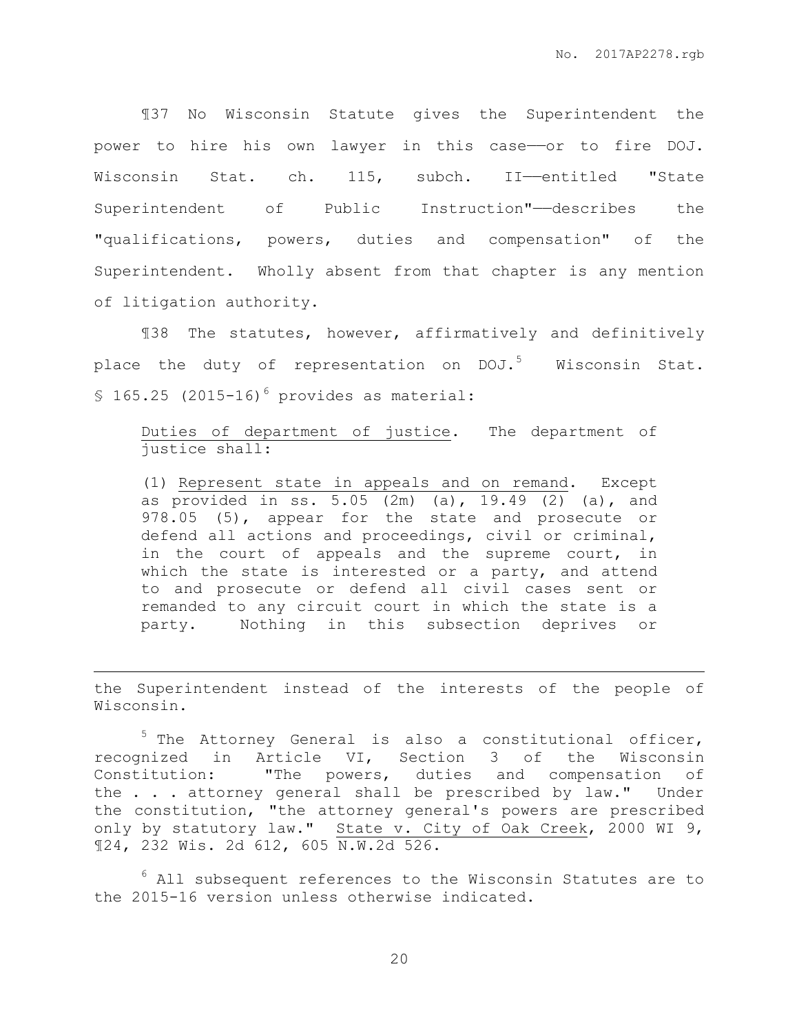¶37 No Wisconsin Statute gives the Superintendent the power to hire his own lawyer in this case——or to fire DOJ. Wisconsin Stat. ch. 115, subch. II——entitled "State Superintendent of Public Instruction"——describes the "qualifications, powers, duties and compensation" of the Superintendent. Wholly absent from that chapter is any mention of litigation authority.

¶38 The statutes, however, affirmatively and definitively place the duty of representation on DOJ.[5] Wisconsin Stat. § 165.25 (2015-16)[6] provides as material:

> Duties of department of justice. The department of justice shall:
>
> (1) Represent state in appeals and on remand. Except as provided in ss. 5.05 (2m) (a), 19.49 (2) (a), and 978.05 (5), appear for the state and prosecute or defend all actions and proceedings, civil or criminal, in the court of appeals and the supreme court, in which the state is interested or a party, and attend to and prosecute or defend all civil cases sent or remanded to any circuit court in which the state is a party. Nothing in this subsection deprives or

---

the Superintendent instead of the interests of the people of Wisconsin.

[5] The Attorney General is also a constitutional officer, recognized in Article VI, Section 3 of the Wisconsin Constitution: "The powers, duties and compensation of the . . . attorney general shall be prescribed by law." Under the constitution, "the attorney general's powers are prescribed only by statutory law." State v. City of Oak Creek, 2000 WI 9, ¶24, 232 Wis. 2d 612, 605 N.W.2d 526.

[6] All subsequent references to the Wisconsin Statutes are to the 2015-16 version unless otherwise indicated.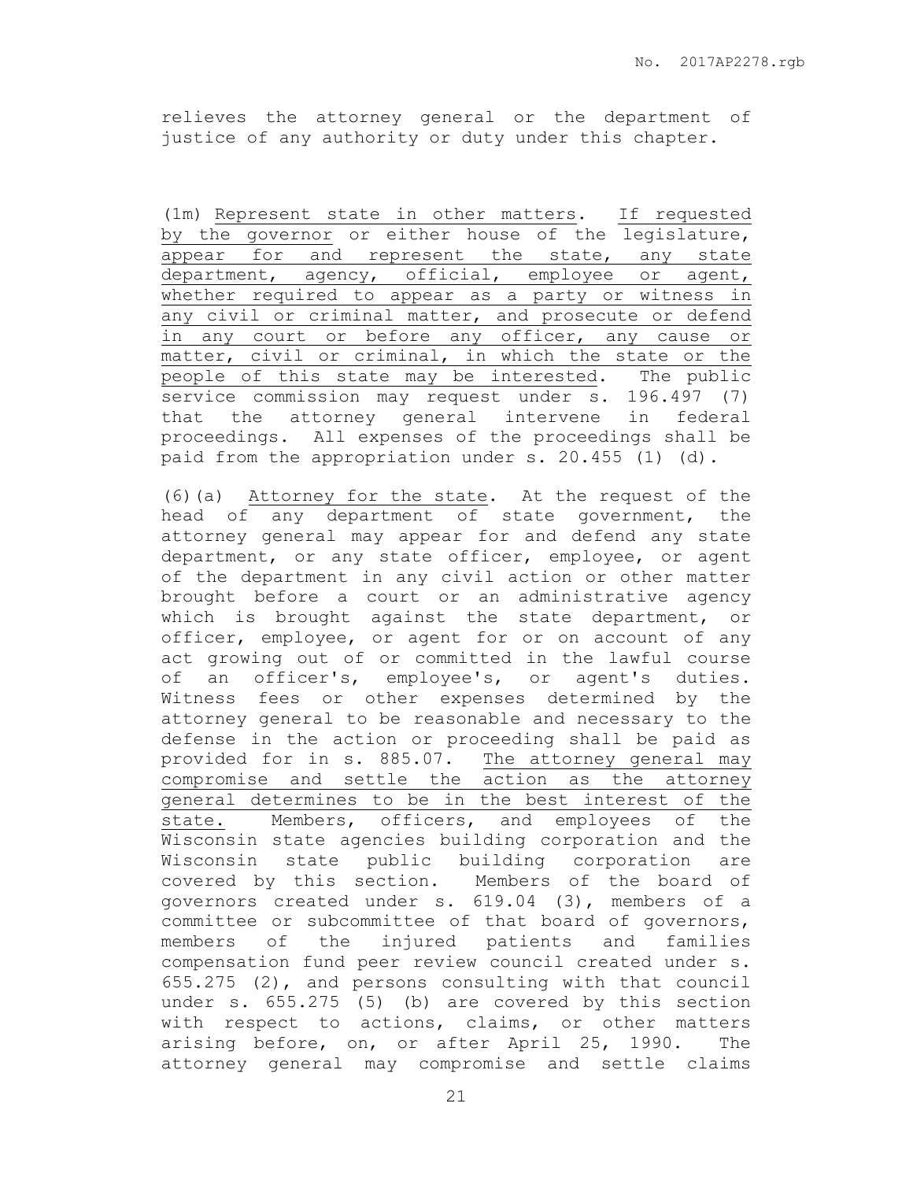relieves the attorney general or the department of justice of any authority or duty under this chapter.

(1m) <u>Represent state in other matters</u>. <u>If requested by the governor</u> or either house of the legislature, <u>appear for and represent the state, any state department, agency, official, employee or agent, whether required to appear as a party or witness in any civil or criminal matter, and prosecute or defend in any court or before any officer, any cause or matter, civil or criminal, in which the state or the people of this state may be interested</u>. The public service commission may request under s. 196.497 (7) that the attorney general intervene in federal proceedings. All expenses of the proceedings shall be paid from the appropriation under s. 20.455 (1) (d).

(6)(a) <u>Attorney for the state</u>. At the request of the head of any department of state government, the attorney general may appear for and defend any state department, or any state officer, employee, or agent of the department in any civil action or other matter brought before a court or an administrative agency which is brought against the state department, or officer, employee, or agent for or on account of any act growing out of or committed in the lawful course of an officer's, employee's, or agent's duties. Witness fees or other expenses determined by the attorney general to be reasonable and necessary to the defense in the action or proceeding shall be paid as provided for in s. 885.07. <u>The attorney general may compromise and settle the action as the attorney general determines to be in the best interest of the state.</u> Members, officers, and employees of the Wisconsin state agencies building corporation and the Wisconsin state public building corporation are covered by this section. Members of the board of governors created under s. 619.04 (3), members of a committee or subcommittee of that board of governors, members of the injured patients and families compensation fund peer review council created under s. 655.275 (2), and persons consulting with that council under s. 655.275 (5) (b) are covered by this section with respect to actions, claims, or other matters arising before, on, or after April 25, 1990. The attorney general may compromise and settle claims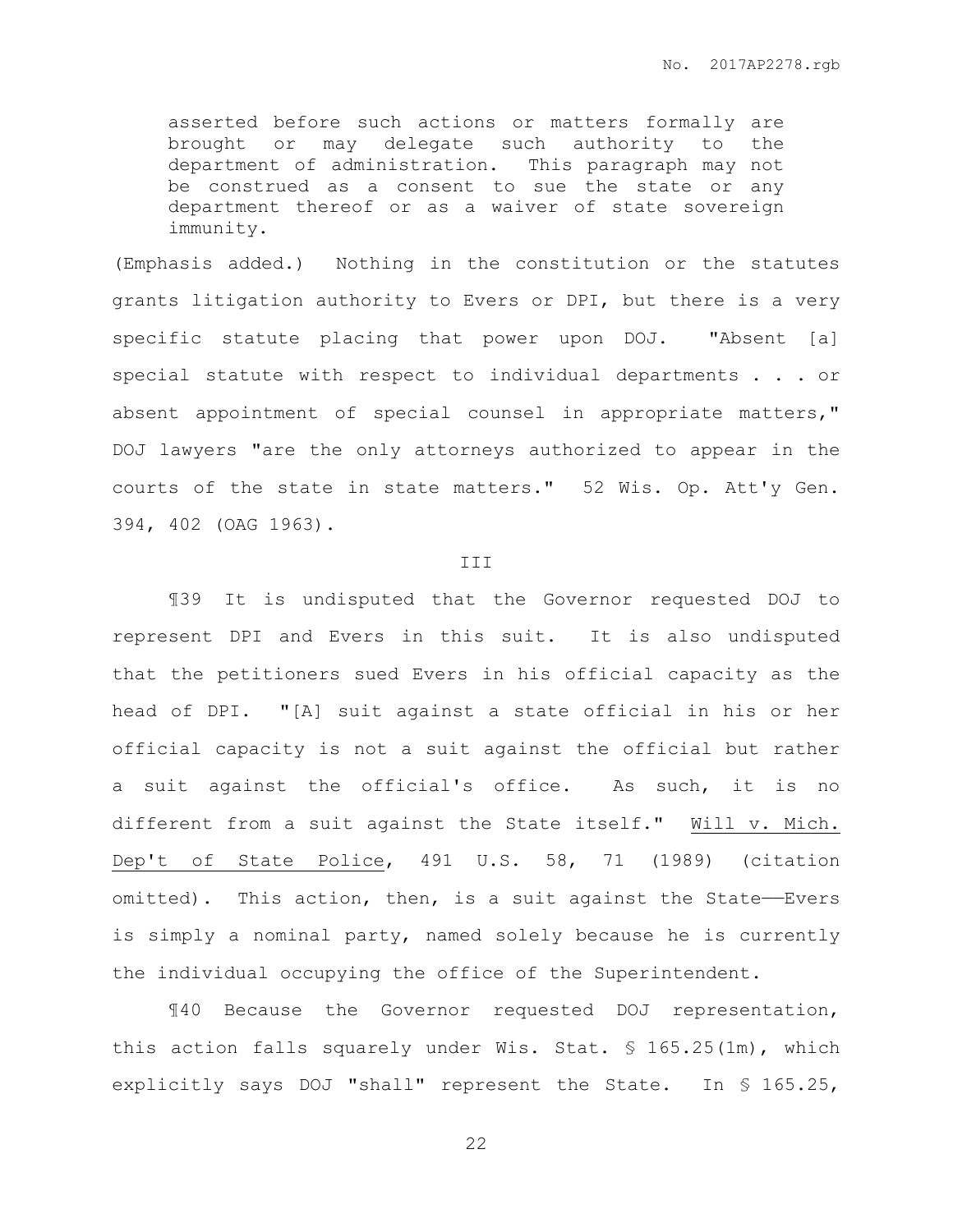> asserted before such actions or matters formally are brought or may delegate such authority to the department of administration. This paragraph may not be construed as a consent to sue the state or any department thereof or as a waiver of state sovereign immunity.

(Emphasis added.) Nothing in the constitution or the statutes grants litigation authority to Evers or DPI, but there is a very specific statute placing that power upon DOJ. "Absent [a] special statute with respect to individual departments . . . or absent appointment of special counsel in appropriate matters," DOJ lawyers "are the only attorneys authorized to appear in the courts of the state in state matters." 52 Wis. Op. Att'y Gen. 394, 402 (OAG 1963).

III

¶39 It is undisputed that the Governor requested DOJ to represent DPI and Evers in this suit. It is also undisputed that the petitioners sued Evers in his official capacity as the head of DPI. "[A] suit against a state official in his or her official capacity is not a suit against the official but rather a suit against the official's office. As such, it is no different from a suit against the State itself." Will v. Mich. Dep't of State Police, 491 U.S. 58, 71 (1989) (citation omitted). This action, then, is a suit against the State——Evers is simply a nominal party, named solely because he is currently the individual occupying the office of the Superintendent.

¶40 Because the Governor requested DOJ representation, this action falls squarely under Wis. Stat. § 165.25(1m), which explicitly says DOJ "shall" represent the State. In § 165.25,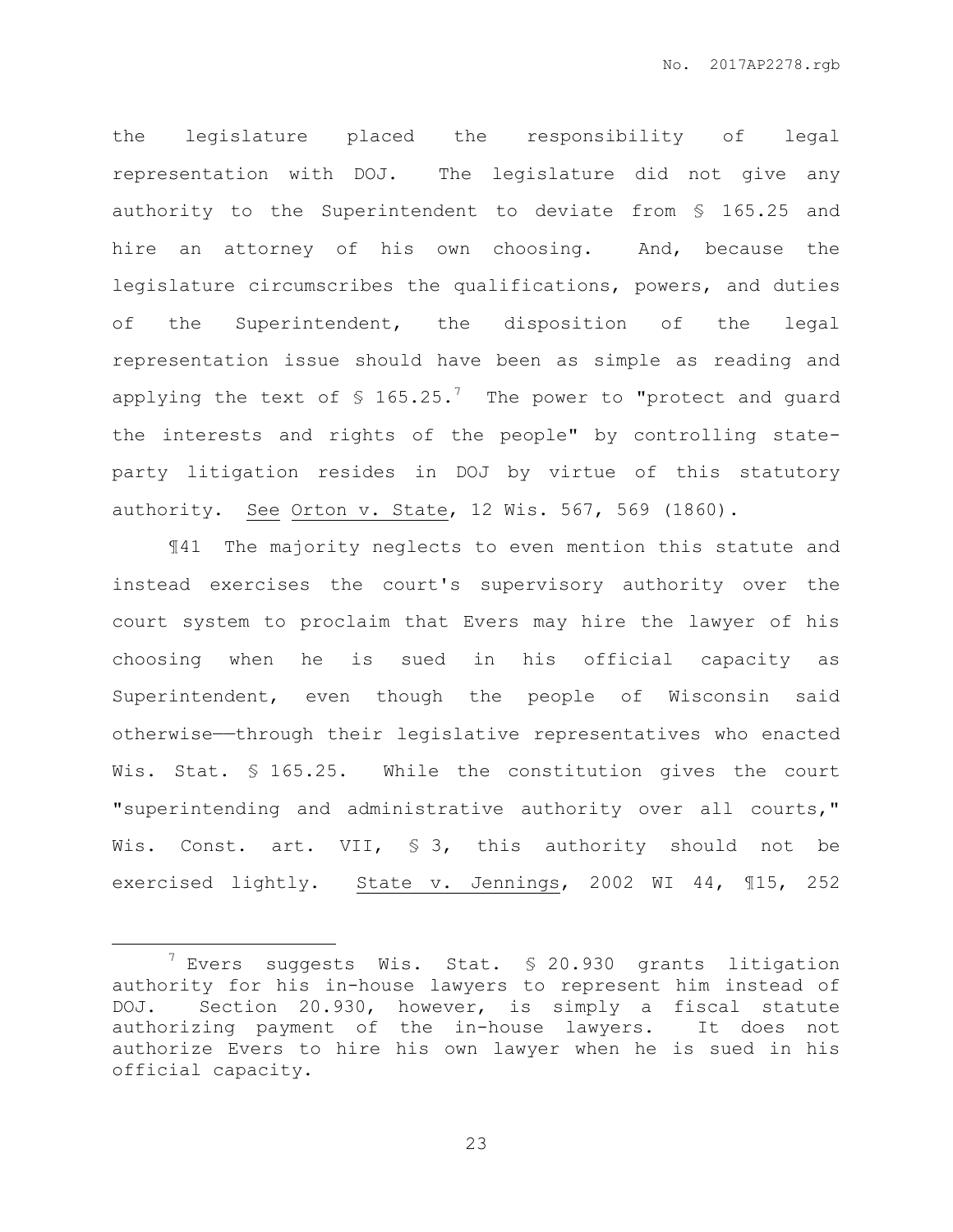the legislature placed the responsibility of legal representation with DOJ. The legislature did not give any authority to the Superintendent to deviate from § 165.25 and hire an attorney of his own choosing. And, because the legislature circumscribes the qualifications, powers, and duties of the Superintendent, the disposition of the legal representation issue should have been as simple as reading and applying the text of § 165.25.[7] The power to "protect and guard the interests and rights of the people" by controlling state-party litigation resides in DOJ by virtue of this statutory authority. See Orton v. State, 12 Wis. 567, 569 (1860).

¶41 The majority neglects to even mention this statute and instead exercises the court's supervisory authority over the court system to proclaim that Evers may hire the lawyer of his choosing when he is sued in his official capacity as Superintendent, even though the people of Wisconsin said otherwise——through their legislative representatives who enacted Wis. Stat. § 165.25. While the constitution gives the court "superintending and administrative authority over all courts," Wis. Const. art. VII, § 3, this authority should not be exercised lightly. State v. Jennings, 2002 WI 44, ¶15, 252

---

[7] Evers suggests Wis. Stat. § 20.930 grants litigation authority for his in-house lawyers to represent him instead of DOJ. Section 20.930, however, is simply a fiscal statute authorizing payment of the in-house lawyers. It does not authorize Evers to hire his own lawyer when he is sued in his official capacity.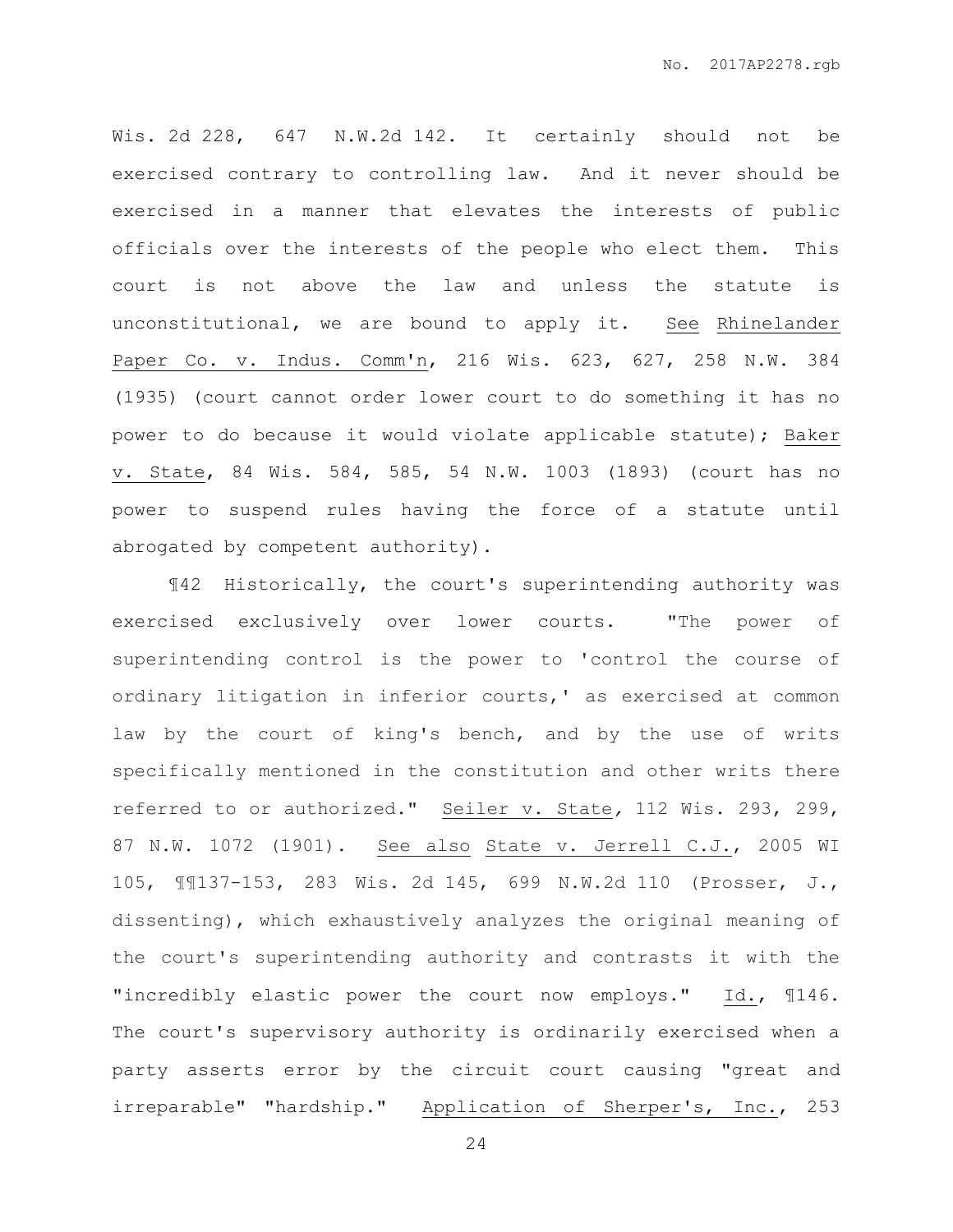Wis. 2d 228, 647 N.W.2d 142. It certainly should not be exercised contrary to controlling law. And it never should be exercised in a manner that elevates the interests of public officials over the interests of the people who elect them. This court is not above the law and unless the statute is unconstitutional, we are bound to apply it. See Rhinelander Paper Co. v. Indus. Comm'n, 216 Wis. 623, 627, 258 N.W. 384 (1935) (court cannot order lower court to do something it has no power to do because it would violate applicable statute); Baker v. State, 84 Wis. 584, 585, 54 N.W. 1003 (1893) (court has no power to suspend rules having the force of a statute until abrogated by competent authority).

¶42 Historically, the court's superintending authority was exercised exclusively over lower courts. "The power of superintending control is the power to 'control the course of ordinary litigation in inferior courts,' as exercised at common law by the court of king's bench, and by the use of writs specifically mentioned in the constitution and other writs there referred to or authorized." Seiler v. State, 112 Wis. 293, 299, 87 N.W. 1072 (1901). See also State v. Jerrell C.J., 2005 WI 105, ¶¶137-153, 283 Wis. 2d 145, 699 N.W.2d 110 (Prosser, J., dissenting), which exhaustively analyzes the original meaning of the court's superintending authority and contrasts it with the "incredibly elastic power the court now employs." Id., ¶146. The court's supervisory authority is ordinarily exercised when a party asserts error by the circuit court causing "great and irreparable" "hardship." Application of Sherper's, Inc., 253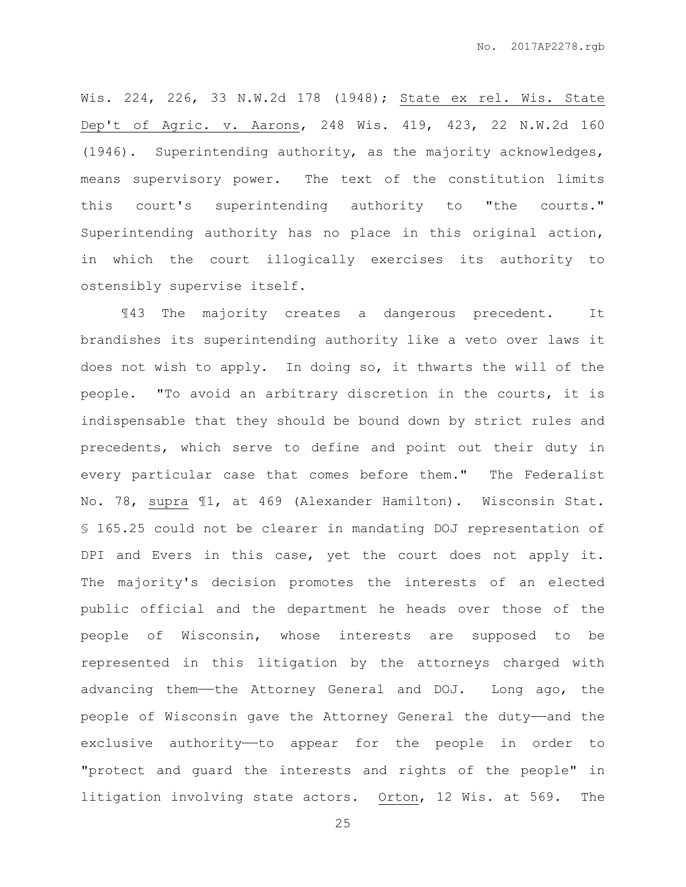Wis. 224, 226, 33 N.W.2d 178 (1948); State ex rel. Wis. State Dep't of Agric. v. Aarons, 248 Wis. 419, 423, 22 N.W.2d 160 (1946). Superintending authority, as the majority acknowledges, means supervisory power. The text of the constitution limits this court's superintending authority to "the courts." Superintending authority has no place in this original action, in which the court illogically exercises its authority to ostensibly supervise itself.

¶43 The majority creates a dangerous precedent. It brandishes its superintending authority like a veto over laws it does not wish to apply. In doing so, it thwarts the will of the people. "To avoid an arbitrary discretion in the courts, it is indispensable that they should be bound down by strict rules and precedents, which serve to define and point out their duty in every particular case that comes before them." The Federalist No. 78, supra ¶1, at 469 (Alexander Hamilton). Wisconsin Stat. § 165.25 could not be clearer in mandating DOJ representation of DPI and Evers in this case, yet the court does not apply it. The majority's decision promotes the interests of an elected public official and the department he heads over those of the people of Wisconsin, whose interests are supposed to be represented in this litigation by the attorneys charged with advancing them——the Attorney General and DOJ. Long ago, the people of Wisconsin gave the Attorney General the duty——and the exclusive authority——to appear for the people in order to "protect and guard the interests and rights of the people" in litigation involving state actors. Orton, 12 Wis. at 569. The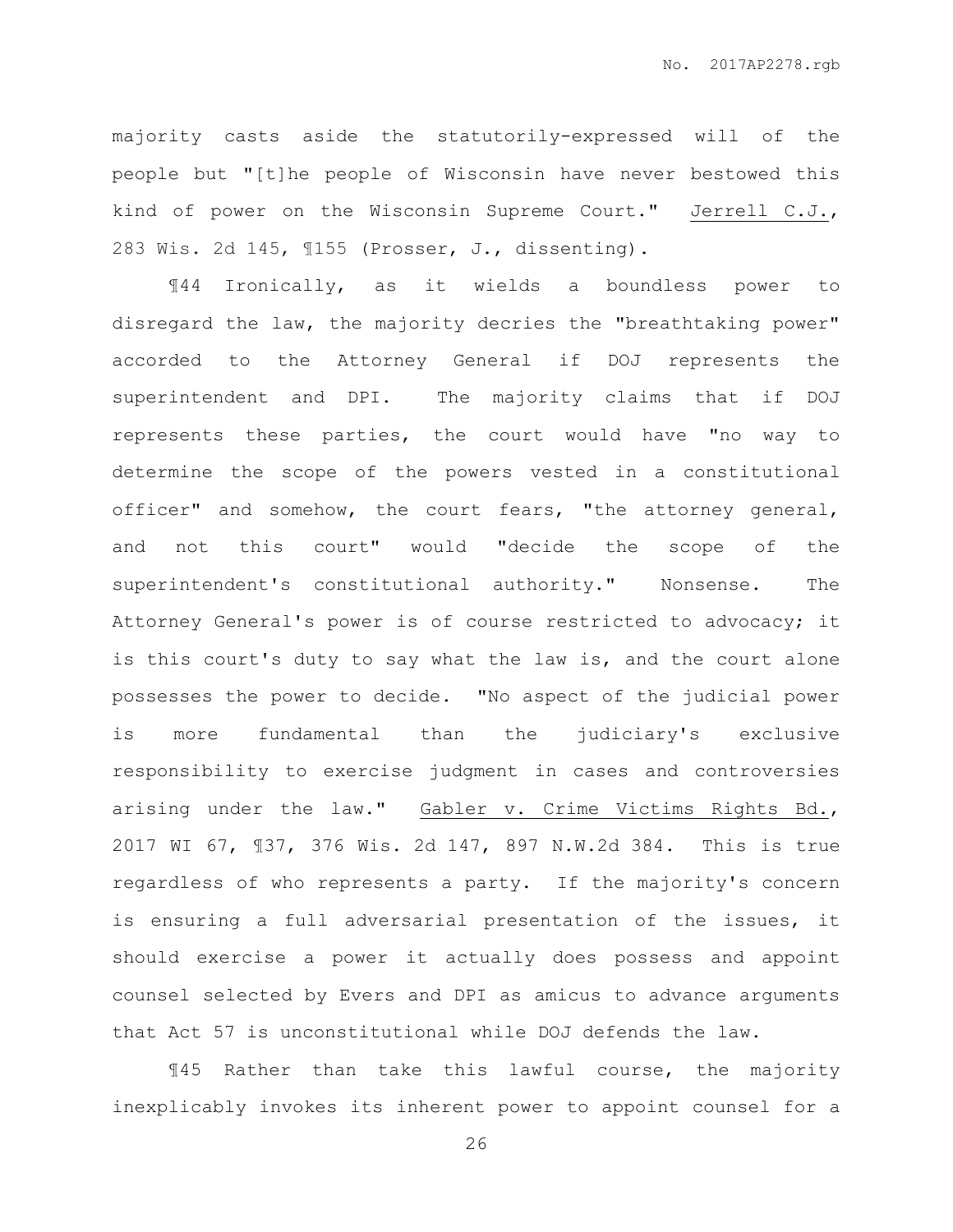majority casts aside the statutorily-expressed will of the people but "[t]he people of Wisconsin have never bestowed this kind of power on the Wisconsin Supreme Court." Jerrell C.J., 283 Wis. 2d 145, ¶155 (Prosser, J., dissenting).

¶44 Ironically, as it wields a boundless power to disregard the law, the majority decries the "breathtaking power" accorded to the Attorney General if DOJ represents the superintendent and DPI. The majority claims that if DOJ represents these parties, the court would have "no way to determine the scope of the powers vested in a constitutional officer" and somehow, the court fears, "the attorney general, and not this court" would "decide the scope of the superintendent's constitutional authority." Nonsense. The Attorney General's power is of course restricted to advocacy; it is this court's duty to say what the law is, and the court alone possesses the power to decide. "No aspect of the judicial power is more fundamental than the judiciary's exclusive responsibility to exercise judgment in cases and controversies arising under the law." Gabler v. Crime Victims Rights Bd., 2017 WI 67, ¶37, 376 Wis. 2d 147, 897 N.W.2d 384. This is true regardless of who represents a party. If the majority's concern is ensuring a full adversarial presentation of the issues, it should exercise a power it actually does possess and appoint counsel selected by Evers and DPI as amicus to advance arguments that Act 57 is unconstitutional while DOJ defends the law.

¶45 Rather than take this lawful course, the majority inexplicably invokes its inherent power to appoint counsel for a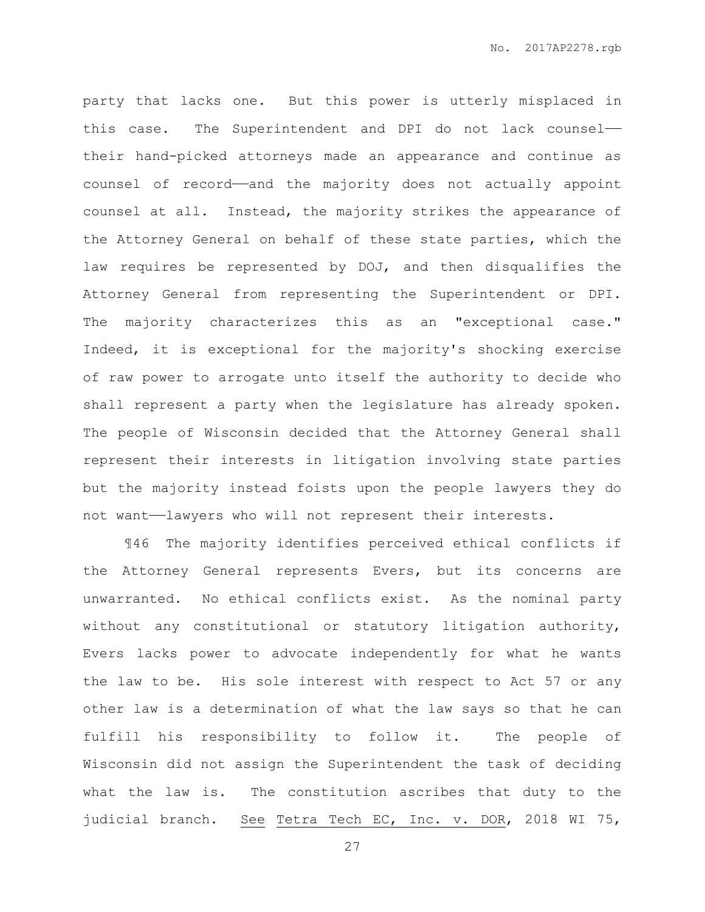party that lacks one. But this power is utterly misplaced in this case. The Superintendent and DPI do not lack counsel——their hand-picked attorneys made an appearance and continue as counsel of record——and the majority does not actually appoint counsel at all. Instead, the majority strikes the appearance of the Attorney General on behalf of these state parties, which the law requires be represented by DOJ, and then disqualifies the Attorney General from representing the Superintendent or DPI. The majority characterizes this as an "exceptional case." Indeed, it is exceptional for the majority's shocking exercise of raw power to arrogate unto itself the authority to decide who shall represent a party when the legislature has already spoken. The people of Wisconsin decided that the Attorney General shall represent their interests in litigation involving state parties but the majority instead foists upon the people lawyers they do not want——lawyers who will not represent their interests.

¶46 The majority identifies perceived ethical conflicts if the Attorney General represents Evers, but its concerns are unwarranted. No ethical conflicts exist. As the nominal party without any constitutional or statutory litigation authority, Evers lacks power to advocate independently for what he wants the law to be. His sole interest with respect to Act 57 or any other law is a determination of what the law says so that he can fulfill his responsibility to follow it. The people of Wisconsin did not assign the Superintendent the task of deciding what the law is. The constitution ascribes that duty to the judicial branch. <u>See</u> <u>Tetra Tech EC, Inc. v. DOR</u>, 2018 WI 75,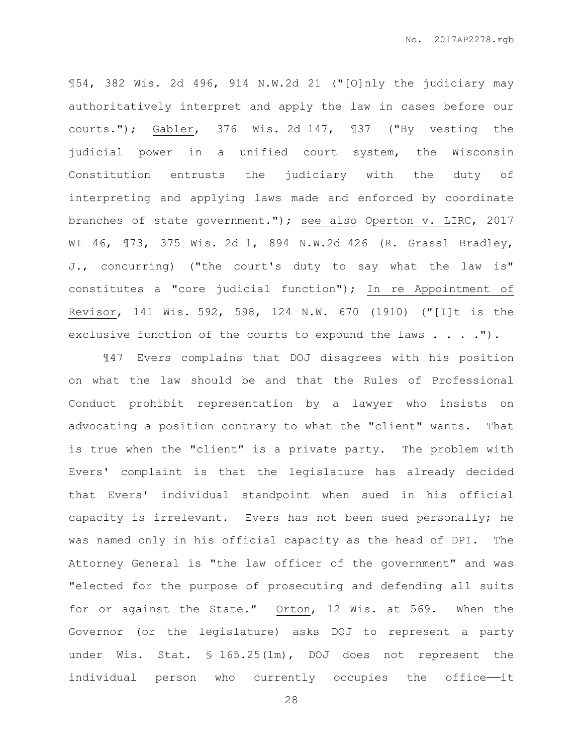¶54, 382 Wis. 2d 496, 914 N.W.2d 21 ("[O]nly the judiciary may authoritatively interpret and apply the law in cases before our courts."); Gabler, 376 Wis. 2d 147, ¶37 ("By vesting the judicial power in a unified court system, the Wisconsin Constitution entrusts the judiciary with the duty of interpreting and applying laws made and enforced by coordinate branches of state government."); see also Operton v. LIRC, 2017 WI 46, ¶73, 375 Wis. 2d 1, 894 N.W.2d 426 (R. Grassl Bradley, J., concurring) ("the court's duty to say what the law is" constitutes a "core judicial function"); In re Appointment of Revisor, 141 Wis. 592, 598, 124 N.W. 670 (1910) ("[I]t is the exclusive function of the courts to expound the laws . . . .").

¶47 Evers complains that DOJ disagrees with his position on what the law should be and that the Rules of Professional Conduct prohibit representation by a lawyer who insists on advocating a position contrary to what the "client" wants. That is true when the "client" is a private party. The problem with Evers' complaint is that the legislature has already decided that Evers' individual standpoint when sued in his official capacity is irrelevant. Evers has not been sued personally; he was named only in his official capacity as the head of DPI. The Attorney General is "the law officer of the government" and was "elected for the purpose of prosecuting and defending all suits for or against the State." Orton, 12 Wis. at 569. When the Governor (or the legislature) asks DOJ to represent a party under Wis. Stat. § 165.25(1m), DOJ does not represent the individual person who currently occupies the office——it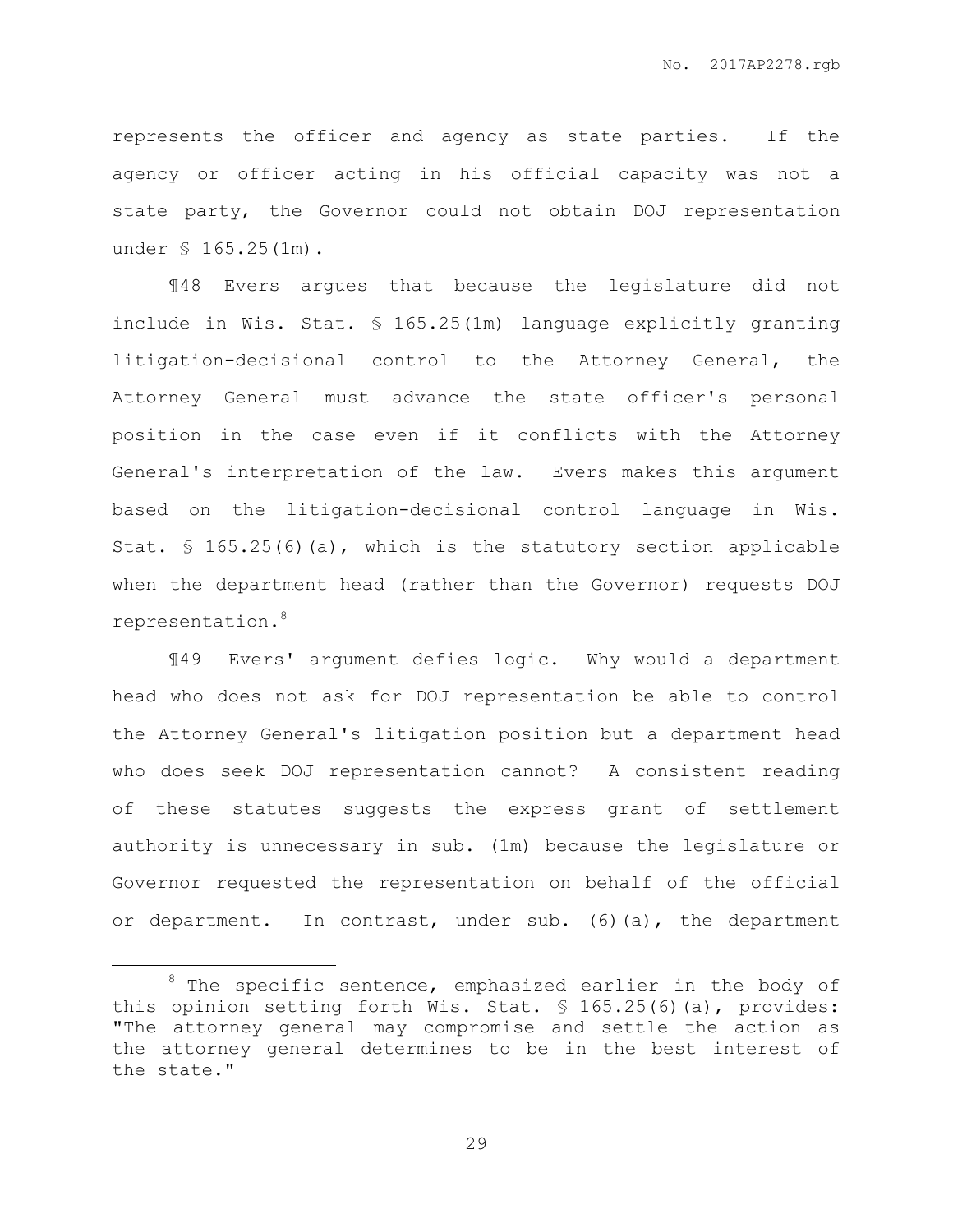represents the officer and agency as state parties. If the agency or officer acting in his official capacity was not a state party, the Governor could not obtain DOJ representation under § 165.25(1m).

¶48 Evers argues that because the legislature did not include in Wis. Stat. § 165.25(1m) language explicitly granting litigation-decisional control to the Attorney General, the Attorney General must advance the state officer's personal position in the case even if it conflicts with the Attorney General's interpretation of the law. Evers makes this argument based on the litigation-decisional control language in Wis. Stat. § 165.25(6)(a), which is the statutory section applicable when the department head (rather than the Governor) requests DOJ representation.[8]

¶49 Evers' argument defies logic. Why would a department head who does not ask for DOJ representation be able to control the Attorney General's litigation position but a department head who does seek DOJ representation cannot? A consistent reading of these statutes suggests the express grant of settlement authority is unnecessary in sub. (1m) because the legislature or Governor requested the representation on behalf of the official or department. In contrast, under sub. (6)(a), the department

---

[8] The specific sentence, emphasized earlier in the body of this opinion setting forth Wis. Stat. § 165.25(6)(a), provides: "The attorney general may compromise and settle the action as the attorney general determines to be in the best interest of the state."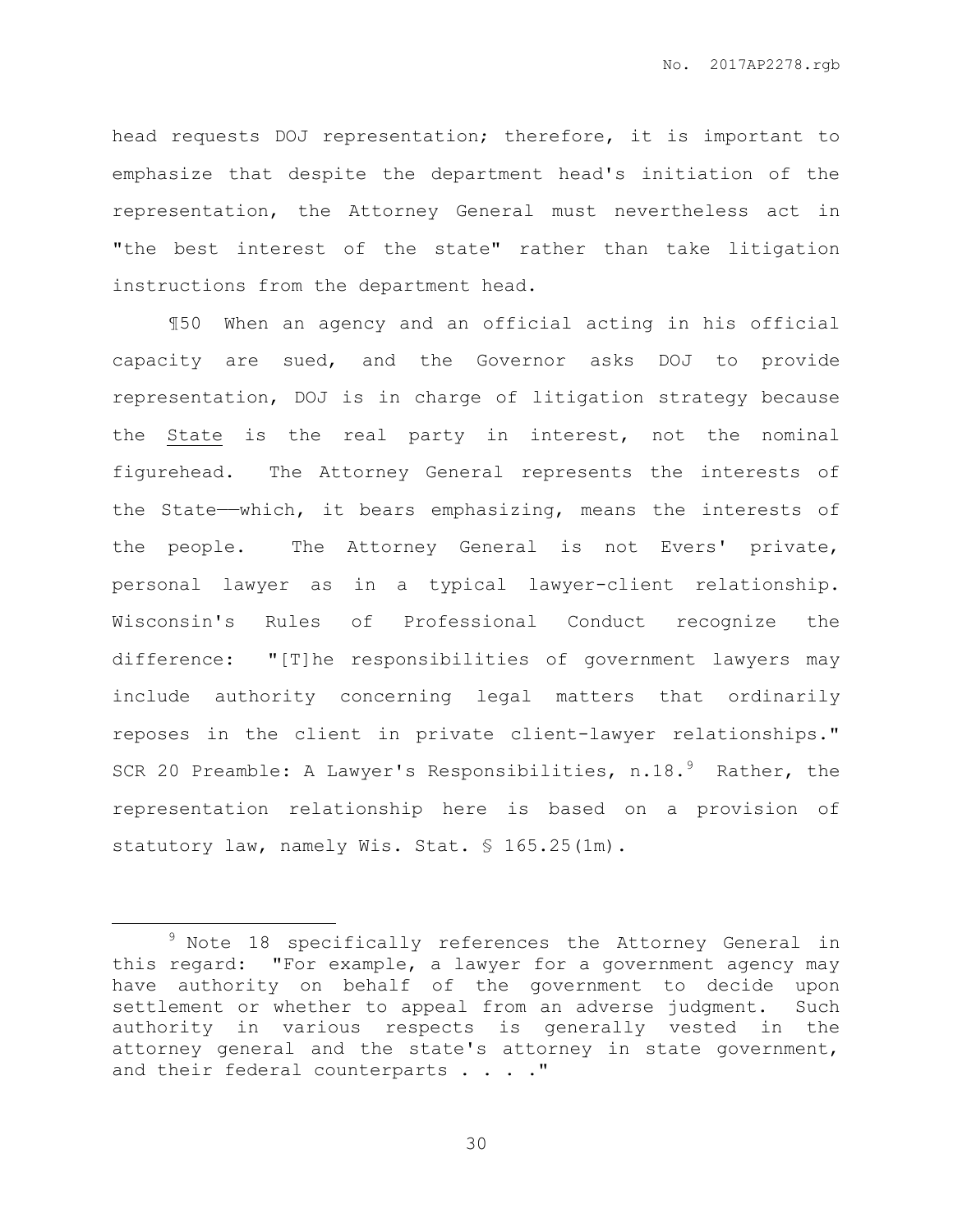head requests DOJ representation; therefore, it is important to emphasize that despite the department head's initiation of the representation, the Attorney General must nevertheless act in "the best interest of the state" rather than take litigation instructions from the department head.

¶50 When an agency and an official acting in his official capacity are sued, and the Governor asks DOJ to provide representation, DOJ is in charge of litigation strategy because the <u>State</u> is the real party in interest, not the nominal figurehead. The Attorney General represents the interests of the State——which, it bears emphasizing, means the interests of the people. The Attorney General is not Evers' private, personal lawyer as in a typical lawyer-client relationship. Wisconsin's Rules of Professional Conduct recognize the difference: "[T]he responsibilities of government lawyers may include authority concerning legal matters that ordinarily reposes in the client in private client-lawyer relationships." SCR 20 Preamble: A Lawyer's Responsibilities, n.18.[9] Rather, the representation relationship here is based on a provision of statutory law, namely Wis. Stat. § 165.25(1m).

---

[9] Note 18 specifically references the Attorney General in this regard: "For example, a lawyer for a government agency may have authority on behalf of the government to decide upon settlement or whether to appeal from an adverse judgment. Such authority in various respects is generally vested in the attorney general and the state's attorney in state government, and their federal counterparts . . . ."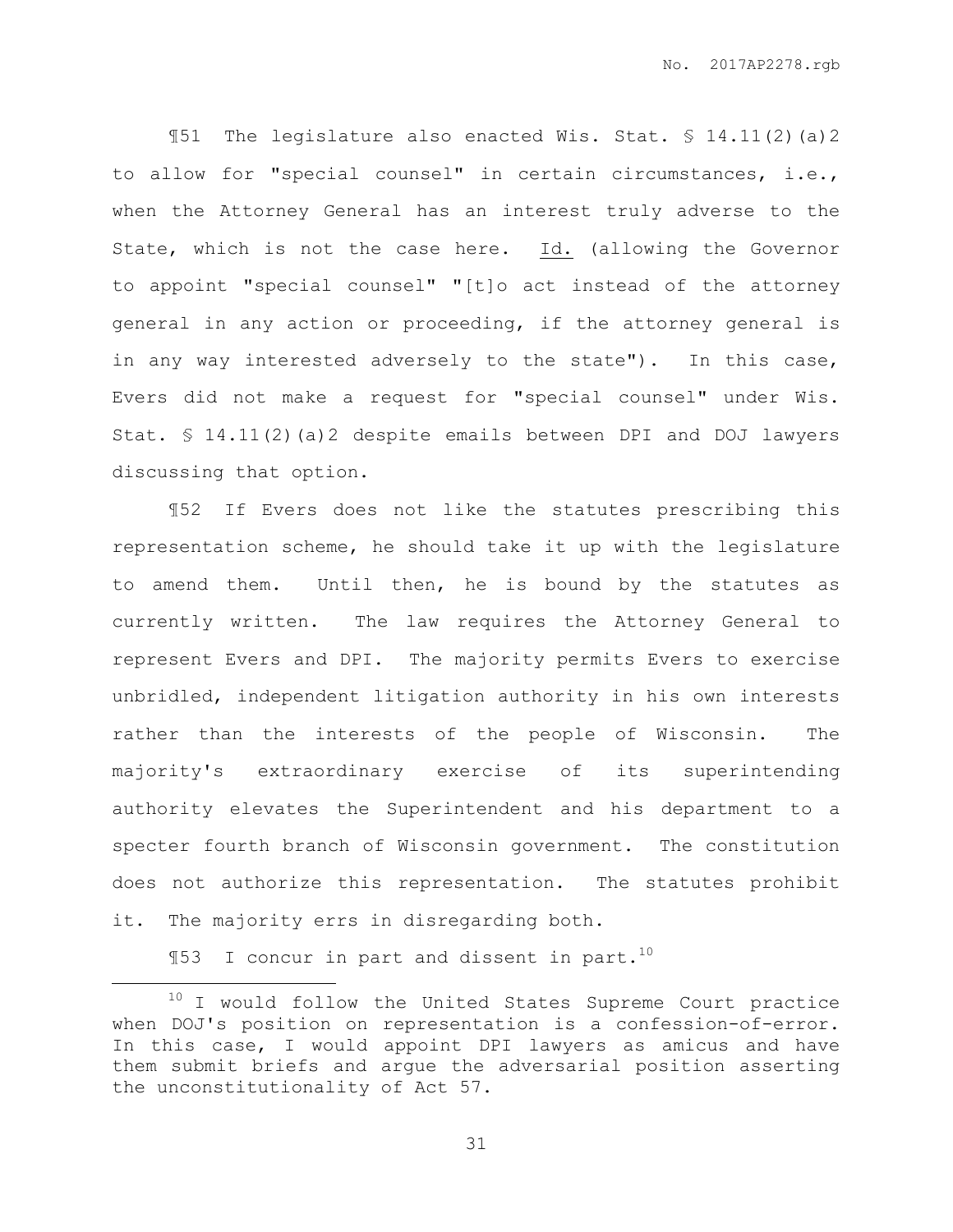¶51 The legislature also enacted Wis. Stat. § 14.11(2)(a)2 to allow for "special counsel" in certain circumstances, i.e., when the Attorney General has an interest truly adverse to the State, which is not the case here. Id. (allowing the Governor to appoint "special counsel" "[t]o act instead of the attorney general in any action or proceeding, if the attorney general is in any way interested adversely to the state"). In this case, Evers did not make a request for "special counsel" under Wis. Stat. § 14.11(2)(a)2 despite emails between DPI and DOJ lawyers discussing that option.

¶52 If Evers does not like the statutes prescribing this representation scheme, he should take it up with the legislature to amend them. Until then, he is bound by the statutes as currently written. The law requires the Attorney General to represent Evers and DPI. The majority permits Evers to exercise unbridled, independent litigation authority in his own interests rather than the interests of the people of Wisconsin. The majority's extraordinary exercise of its superintending authority elevates the Superintendent and his department to a specter fourth branch of Wisconsin government. The constitution does not authorize this representation. The statutes prohibit it. The majority errs in disregarding both.

¶53 I concur in part and dissent in part.[10]

---

[10] I would follow the United States Supreme Court practice when DOJ's position on representation is a confession-of-error. In this case, I would appoint DPI lawyers as amicus and have them submit briefs and argue the adversarial position asserting the unconstitutionality of Act 57.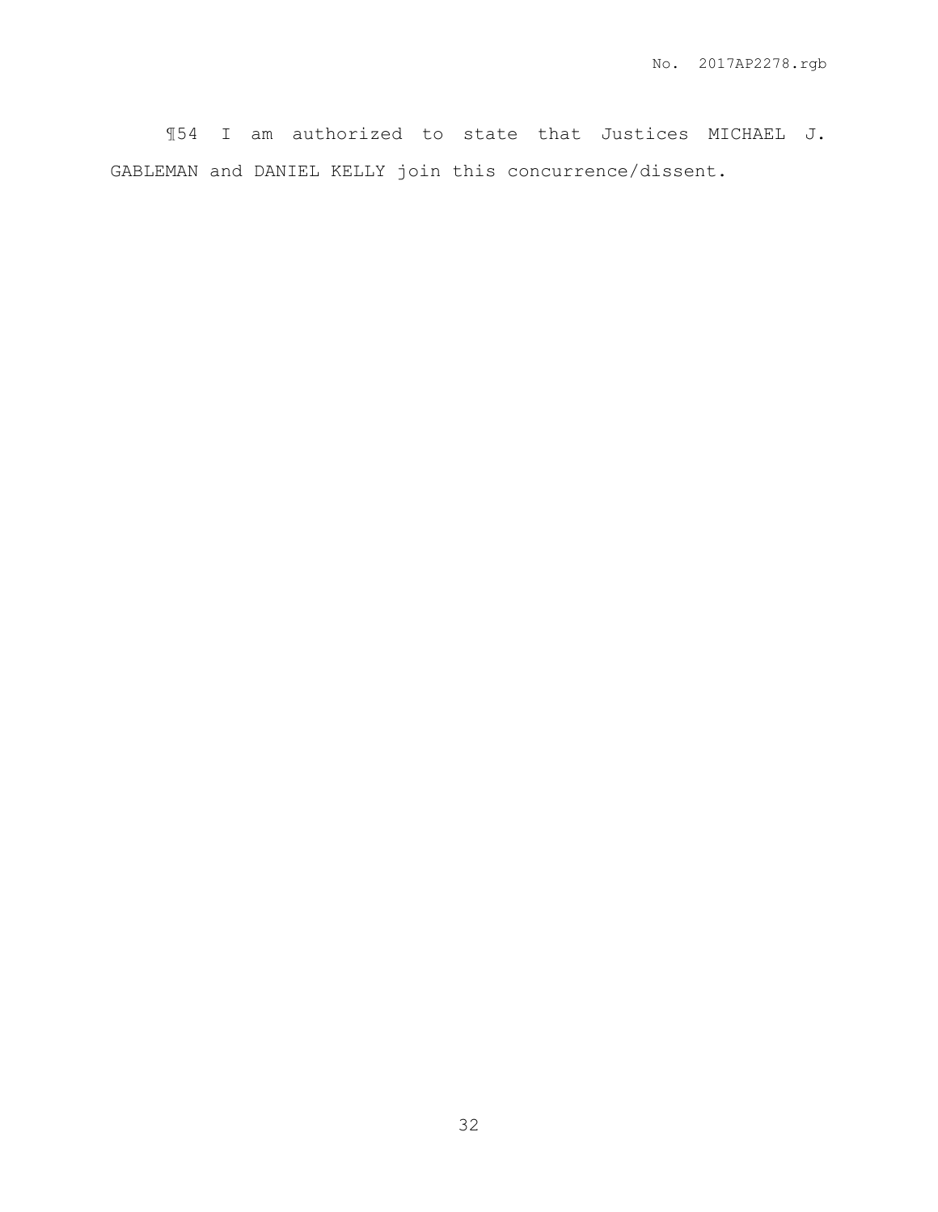¶54 I am authorized to state that Justices MICHAEL J. GABLEMAN and DANIEL KELLY join this concurrence/dissent.